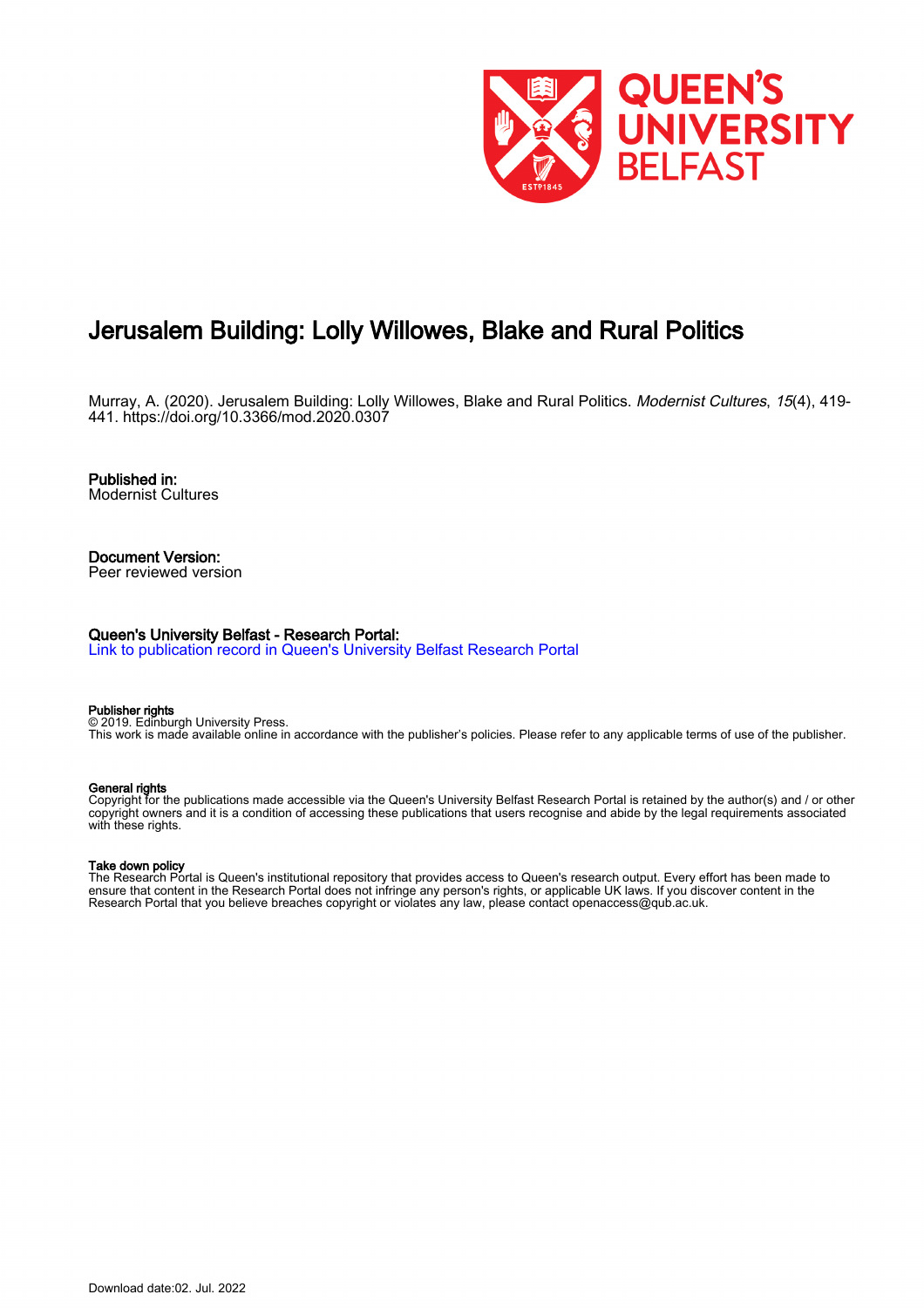# Jerusalem Building: Lolly Willowes, Blake and Rural Politics

Murray, A. (2020). Jerusalem Building: Lolly Willowes, Blake and Rural Politics. *Modernist Cultures*, *15*(4), 419-441. https://doi.org/10.3366/mod.2020.0307

**Published in:**
Modernist Cultures

**Document Version:**
Peer reviewed version

**Queen's University Belfast - Research Portal:**
Link to publication record in Queen's University Belfast Research Portal

**Publisher rights**
© 2019. Edinburgh University Press.
This work is made available online in accordance with the publisher's policies. Please refer to any applicable terms of use of the publisher.

**General rights**
Copyright for the publications made accessible via the Queen's University Belfast Research Portal is retained by the author(s) and / or other copyright owners and it is a condition of accessing these publications that users recognise and abide by the legal requirements associated with these rights.

**Take down policy**
The Research Portal is Queen's institutional repository that provides access to Queen's research output. Every effort has been made to ensure that content in the Research Portal does not infringe any person's rights, or applicable UK laws. If you discover content in the Research Portal that you believe breaches copyright or violates any law, please contact openaccess@qub.ac.uk.

Download date:02. Jul. 2022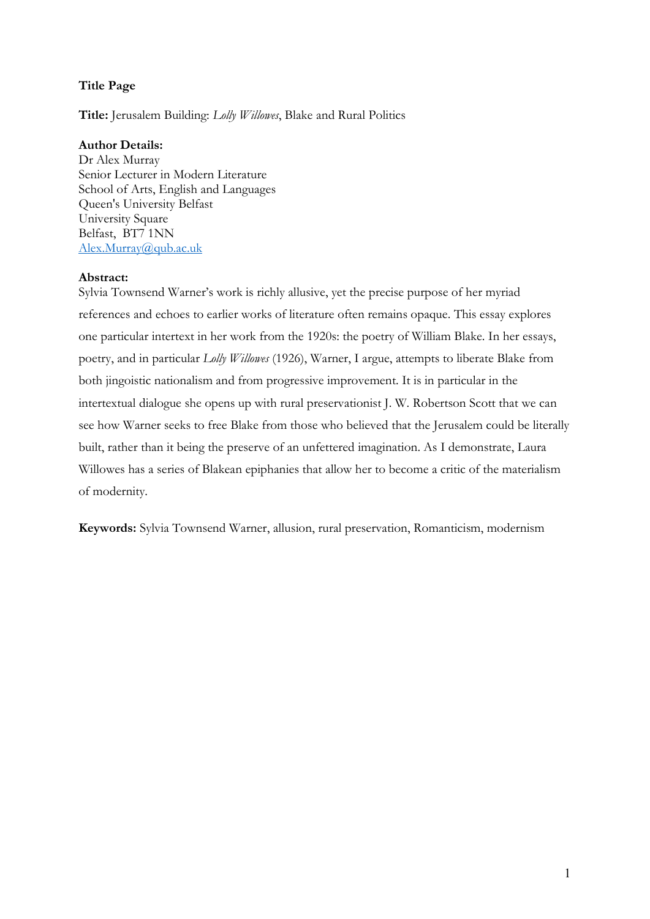**Title Page**

**Title:** Jerusalem Building: *Lolly Willowes*, Blake and Rural Politics

**Author Details:**
Dr Alex Murray
Senior Lecturer in Modern Literature
School of Arts, English and Languages
Queen's University Belfast
University Square
Belfast, BT7 1NN
[Alex.Murray@qub.ac.uk](mailto:Alex.Murray@qub.ac.uk)

**Abstract:**
Sylvia Townsend Warner's work is richly allusive, yet the precise purpose of her myriad references and echoes to earlier works of literature often remains opaque. This essay explores one particular intertext in her work from the 1920s: the poetry of William Blake. In her essays, poetry, and in particular *Lolly Willowes* (1926), Warner, I argue, attempts to liberate Blake from both jingoistic nationalism and from progressive improvement. It is in particular in the intertextual dialogue she opens up with rural preservationist J. W. Robertson Scott that we can see how Warner seeks to free Blake from those who believed that the Jerusalem could be literally built, rather than it being the preserve of an unfettered imagination. As I demonstrate, Laura Willowes has a series of Blakean epiphanies that allow her to become a critic of the materialism of modernity.

**Keywords:** Sylvia Townsend Warner, allusion, rural preservation, Romanticism, modernism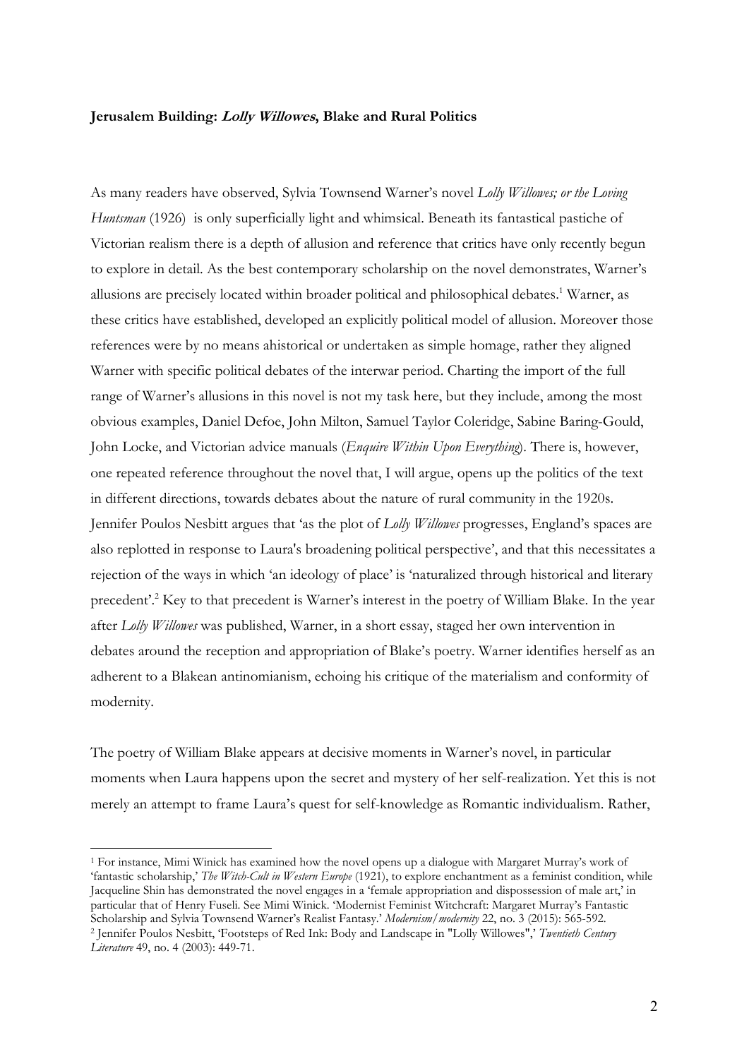**Jerusalem Building: *Lolly Willowes*, Blake and Rural Politics**

As many readers have observed, Sylvia Townsend Warner's novel *Lolly Willowes; or the Loving Huntsman* (1926) is only superficially light and whimsical. Beneath its fantastical pastiche of Victorian realism there is a depth of allusion and reference that critics have only recently begun to explore in detail. As the best contemporary scholarship on the novel demonstrates, Warner's allusions are precisely located within broader political and philosophical debates.[1] Warner, as these critics have established, developed an explicitly political model of allusion. Moreover those references were by no means ahistorical or undertaken as simple homage, rather they aligned Warner with specific political debates of the interwar period. Charting the import of the full range of Warner's allusions in this novel is not my task here, but they include, among the most obvious examples, Daniel Defoe, John Milton, Samuel Taylor Coleridge, Sabine Baring-Gould, John Locke, and Victorian advice manuals (*Enquire Within Upon Everything*). There is, however, one repeated reference throughout the novel that, I will argue, opens up the politics of the text in different directions, towards debates about the nature of rural community in the 1920s. Jennifer Poulos Nesbitt argues that 'as the plot of *Lolly Willowes* progresses, England's spaces are also replotted in response to Laura's broadening political perspective', and that this necessitates a rejection of the ways in which 'an ideology of place' is 'naturalized through historical and literary precedent'.[2] Key to that precedent is Warner's interest in the poetry of William Blake. In the year after *Lolly Willowes* was published, Warner, in a short essay, staged her own intervention in debates around the reception and appropriation of Blake's poetry. Warner identifies herself as an adherent to a Blakean antinomianism, echoing his critique of the materialism and conformity of modernity.

The poetry of William Blake appears at decisive moments in Warner's novel, in particular moments when Laura happens upon the secret and mystery of her self-realization. Yet this is not merely an attempt to frame Laura's quest for self-knowledge as Romantic individualism. Rather,

---

[1] For instance, Mimi Winick has examined how the novel opens up a dialogue with Margaret Murray's work of 'fantastic scholarship,' *The Witch-Cult in Western Europe* (1921), to explore enchantment as a feminist condition, while Jacqueline Shin has demonstrated the novel engages in a 'female appropriation and dispossession of male art,' in particular that of Henry Fuseli. See Mimi Winick. 'Modernist Feminist Witchcraft: Margaret Murray's Fantastic Scholarship and Sylvia Townsend Warner's Realist Fantasy.' *Modernism/modernity* 22, no. 3 (2015): 565-592.

[2] Jennifer Poulos Nesbitt, 'Footsteps of Red Ink: Body and Landscape in "Lolly Willowes",' *Twentieth Century Literature* 49, no. 4 (2003): 449-71.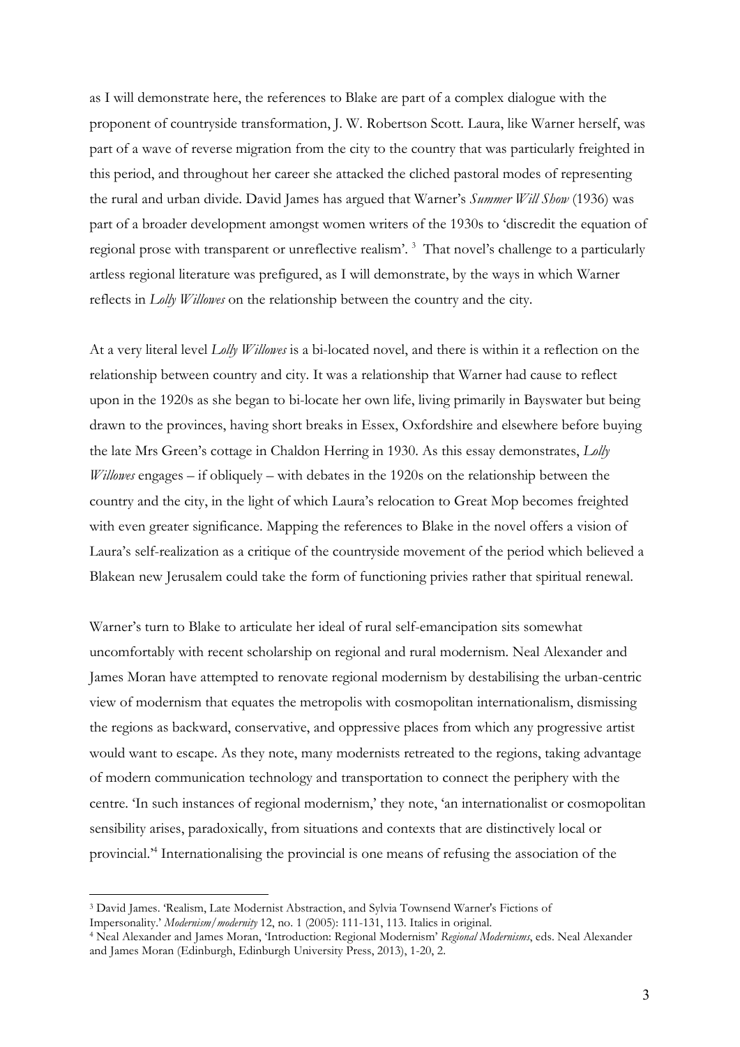as I will demonstrate here, the references to Blake are part of a complex dialogue with the proponent of countryside transformation, J. W. Robertson Scott. Laura, like Warner herself, was part of a wave of reverse migration from the city to the country that was particularly freighted in this period, and throughout her career she attacked the cliched pastoral modes of representing the rural and urban divide. David James has argued that Warner's *Summer Will Show* (1936) was part of a broader development amongst women writers of the 1930s to 'discredit the equation of regional prose with transparent or unreflective realism'.[3] That novel's challenge to a particularly artless regional literature was prefigured, as I will demonstrate, by the ways in which Warner reflects in *Lolly Willowes* on the relationship between the country and the city.

At a very literal level *Lolly Willowes* is a bi-located novel, and there is within it a reflection on the relationship between country and city. It was a relationship that Warner had cause to reflect upon in the 1920s as she began to bi-locate her own life, living primarily in Bayswater but being drawn to the provinces, having short breaks in Essex, Oxfordshire and elsewhere before buying the late Mrs Green's cottage in Chaldon Herring in 1930. As this essay demonstrates, *Lolly Willowes* engages – if obliquely – with debates in the 1920s on the relationship between the country and the city, in the light of which Laura's relocation to Great Mop becomes freighted with even greater significance. Mapping the references to Blake in the novel offers a vision of Laura's self-realization as a critique of the countryside movement of the period which believed a Blakean new Jerusalem could take the form of functioning privies rather that spiritual renewal.

Warner's turn to Blake to articulate her ideal of rural self-emancipation sits somewhat uncomfortably with recent scholarship on regional and rural modernism. Neal Alexander and James Moran have attempted to renovate regional modernism by destabilising the urban-centric view of modernism that equates the metropolis with cosmopolitan internationalism, dismissing the regions as backward, conservative, and oppressive places from which any progressive artist would want to escape. As they note, many modernists retreated to the regions, taking advantage of modern communication technology and transportation to connect the periphery with the centre. 'In such instances of regional modernism,' they note, 'an internationalist or cosmopolitan sensibility arises, paradoxically, from situations and contexts that are distinctively local or provincial.'[4] Internationalising the provincial is one means of refusing the association of the

---

[3] David James. 'Realism, Late Modernist Abstraction, and Sylvia Townsend Warner's Fictions of Impersonality.' *Modernism/modernity* 12, no. 1 (2005): 111-131, 113. Italics in original.

[4] Neal Alexander and James Moran, 'Introduction: Regional Modernism' *Regional Modernisms*, eds. Neal Alexander and James Moran (Edinburgh, Edinburgh University Press, 2013), 1-20, 2.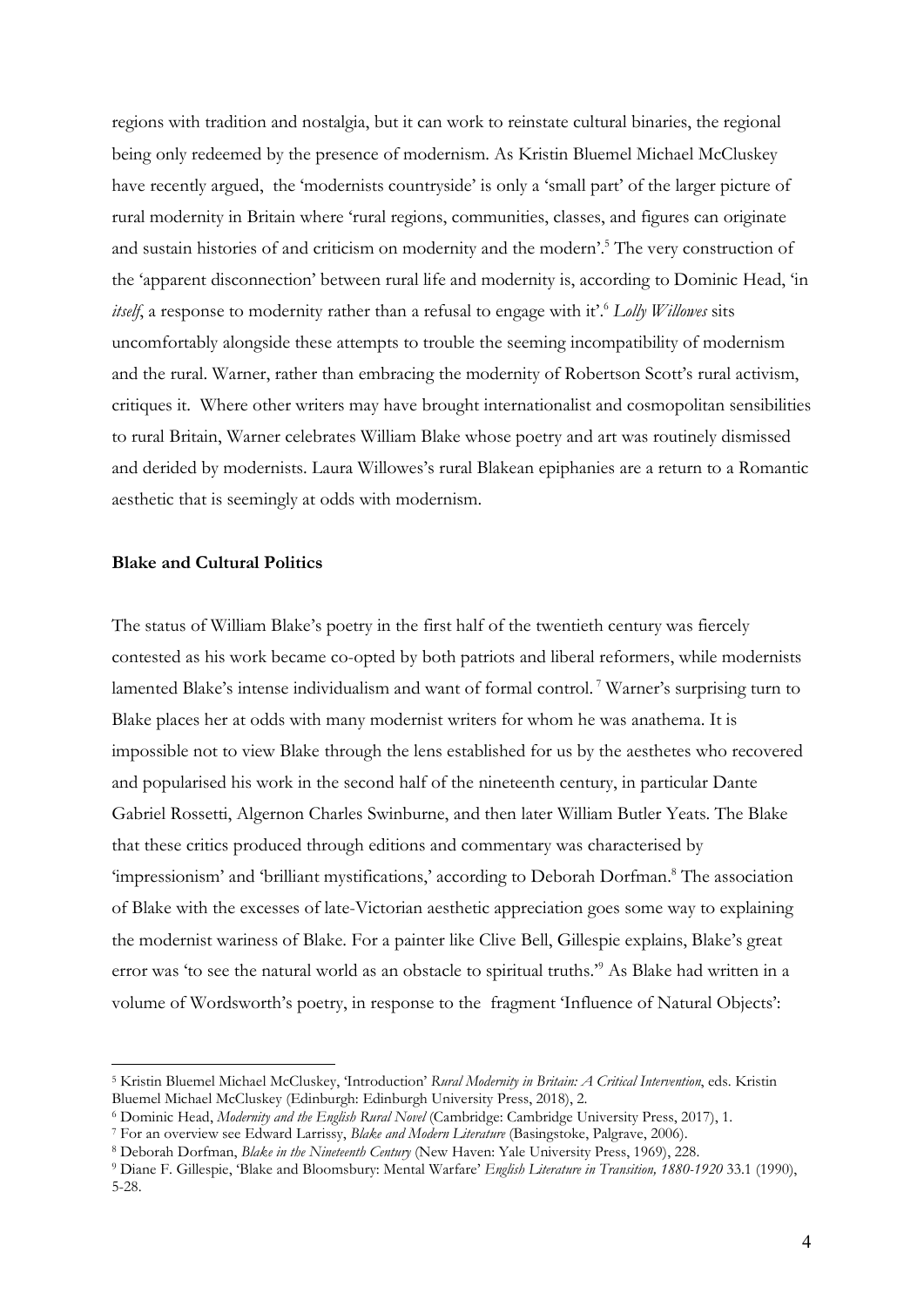regions with tradition and nostalgia, but it can work to reinstate cultural binaries, the regional being only redeemed by the presence of modernism. As Kristin Bluemel Michael McCluskey have recently argued, the 'modernists countryside' is only a 'small part' of the larger picture of rural modernity in Britain where 'rural regions, communities, classes, and figures can originate and sustain histories of and criticism on modernity and the modern'.[5] The very construction of the 'apparent disconnection' between rural life and modernity is, according to Dominic Head, 'in *itself*, a response to modernity rather than a refusal to engage with it'.[6] *Lolly Willowes* sits uncomfortably alongside these attempts to trouble the seeming incompatibility of modernism and the rural. Warner, rather than embracing the modernity of Robertson Scott's rural activism, critiques it. Where other writers may have brought internationalist and cosmopolitan sensibilities to rural Britain, Warner celebrates William Blake whose poetry and art was routinely dismissed and derided by modernists. Laura Willowes's rural Blakean epiphanies are a return to a Romantic aesthetic that is seemingly at odds with modernism.

**Blake and Cultural Politics**

The status of William Blake's poetry in the first half of the twentieth century was fiercely contested as his work became co-opted by both patriots and liberal reformers, while modernists lamented Blake's intense individualism and want of formal control.[7] Warner's surprising turn to Blake places her at odds with many modernist writers for whom he was anathema. It is impossible not to view Blake through the lens established for us by the aesthetes who recovered and popularised his work in the second half of the nineteenth century, in particular Dante Gabriel Rossetti, Algernon Charles Swinburne, and then later William Butler Yeats. The Blake that these critics produced through editions and commentary was characterised by 'impressionism' and 'brilliant mystifications,' according to Deborah Dorfman.[8] The association of Blake with the excesses of late-Victorian aesthetic appreciation goes some way to explaining the modernist wariness of Blake. For a painter like Clive Bell, Gillespie explains, Blake's great error was 'to see the natural world as an obstacle to spiritual truths.'[9] As Blake had written in a volume of Wordsworth's poetry, in response to the fragment 'Influence of Natural Objects':

---

[5] Kristin Bluemel Michael McCluskey, 'Introduction' *Rural Modernity in Britain: A Critical Intervention*, eds. Kristin Bluemel Michael McCluskey (Edinburgh: Edinburgh University Press, 2018), 2.

[6] Dominic Head, *Modernity and the English Rural Novel* (Cambridge: Cambridge University Press, 2017), 1.

[7] For an overview see Edward Larrissy, *Blake and Modern Literature* (Basingstoke, Palgrave, 2006).

[8] Deborah Dorfman, *Blake in the Nineteenth Century* (New Haven: Yale University Press, 1969), 228.

[9] Diane F. Gillespie, 'Blake and Bloomsbury: Mental Warfare' *English Literature in Transition, 1880-1920* 33.1 (1990), 5-28.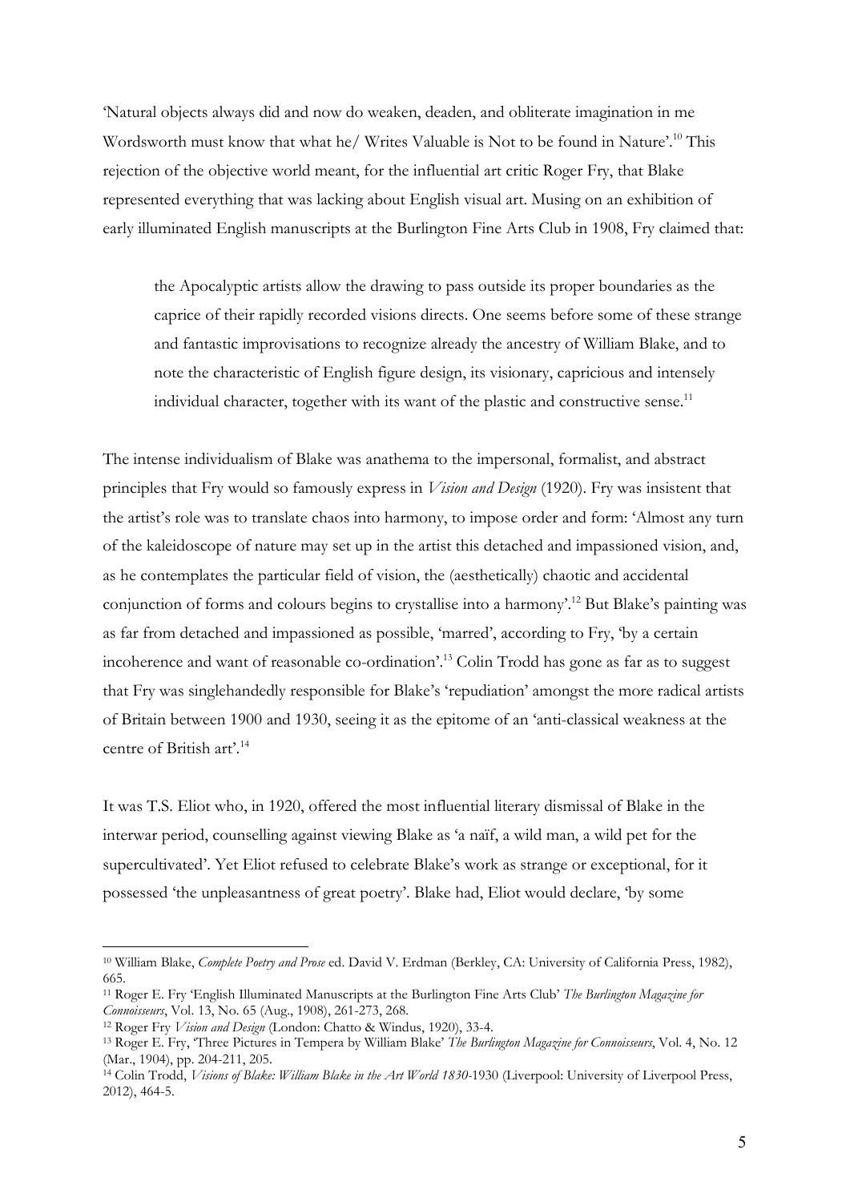'Natural objects always did and now do weaken, deaden, and obliterate imagination in me Wordsworth must know that what he/ Writes Valuable is Not to be found in Nature'.[10] This rejection of the objective world meant, for the influential art critic Roger Fry, that Blake represented everything that was lacking about English visual art. Musing on an exhibition of early illuminated English manuscripts at the Burlington Fine Arts Club in 1908, Fry claimed that:

> the Apocalyptic artists allow the drawing to pass outside its proper boundaries as the caprice of their rapidly recorded visions directs. One seems before some of these strange and fantastic improvisations to recognize already the ancestry of William Blake, and to note the characteristic of English figure design, its visionary, capricious and intensely individual character, together with its want of the plastic and constructive sense.[11]

The intense individualism of Blake was anathema to the impersonal, formalist, and abstract principles that Fry would so famously express in *Vision and Design* (1920). Fry was insistent that the artist's role was to translate chaos into harmony, to impose order and form: 'Almost any turn of the kaleidoscope of nature may set up in the artist this detached and impassioned vision, and, as he contemplates the particular field of vision, the (aesthetically) chaotic and accidental conjunction of forms and colours begins to crystallise into a harmony'.[12] But Blake's painting was as far from detached and impassioned as possible, 'marred', according to Fry, 'by a certain incoherence and want of reasonable co-ordination'.[13] Colin Trodd has gone as far as to suggest that Fry was singlehandedly responsible for Blake's 'repudiation' amongst the more radical artists of Britain between 1900 and 1930, seeing it as the epitome of an 'anti-classical weakness at the centre of British art'.[14]

It was T.S. Eliot who, in 1920, offered the most influential literary dismissal of Blake in the interwar period, counselling against viewing Blake as 'a naïf, a wild man, a wild pet for the supercultivated'. Yet Eliot refused to celebrate Blake's work as strange or exceptional, for it possessed 'the unpleasantness of great poetry'. Blake had, Eliot would declare, 'by some

---

[10] William Blake, *Complete Poetry and Prose* ed. David V. Erdman (Berkley, CA: University of California Press, 1982), 665.

[11] Roger E. Fry 'English Illuminated Manuscripts at the Burlington Fine Arts Club' *The Burlington Magazine for Connoisseurs*, Vol. 13, No. 65 (Aug., 1908), 261-273, 268.

[12] Roger Fry *Vision and Design* (London: Chatto & Windus, 1920), 33-4.

[13] Roger E. Fry, 'Three Pictures in Tempera by William Blake' *The Burlington Magazine for Connoisseurs*, Vol. 4, No. 12 (Mar., 1904), pp. 204-211, 205.

[14] Colin Trodd, *Visions of Blake: William Blake in the Art World 1830-1930* (Liverpool: University of Liverpool Press, 2012), 464-5.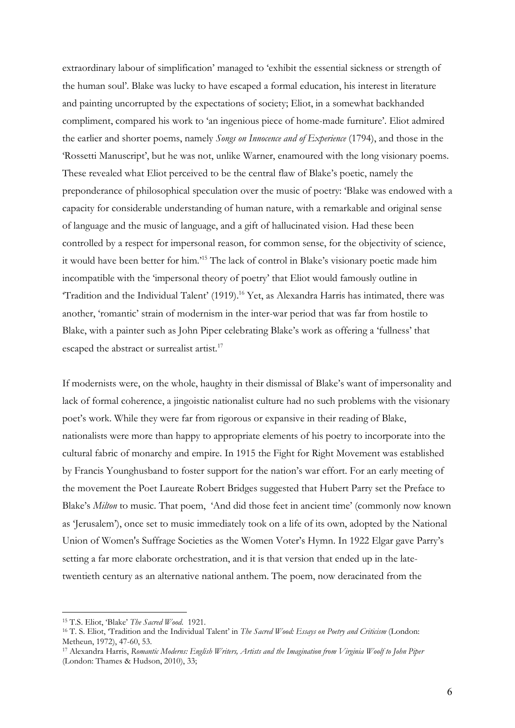extraordinary labour of simplification' managed to 'exhibit the essential sickness or strength of the human soul'. Blake was lucky to have escaped a formal education, his interest in literature and painting uncorrupted by the expectations of society; Eliot, in a somewhat backhanded compliment, compared his work to 'an ingenious piece of home-made furniture'. Eliot admired the earlier and shorter poems, namely *Songs on Innocence and of Experience* (1794), and those in the 'Rossetti Manuscript', but he was not, unlike Warner, enamoured with the long visionary poems. These revealed what Eliot perceived to be the central flaw of Blake's poetic, namely the preponderance of philosophical speculation over the music of poetry: 'Blake was endowed with a capacity for considerable understanding of human nature, with a remarkable and original sense of language and the music of language, and a gift of hallucinated vision. Had these been controlled by a respect for impersonal reason, for common sense, for the objectivity of science, it would have been better for him.'[15] The lack of control in Blake's visionary poetic made him incompatible with the 'impersonal theory of poetry' that Eliot would famously outline in 'Tradition and the Individual Talent' (1919).[16] Yet, as Alexandra Harris has intimated, there was another, 'romantic' strain of modernism in the inter-war period that was far from hostile to Blake, with a painter such as John Piper celebrating Blake's work as offering a 'fullness' that escaped the abstract or surrealist artist.[17]

If modernists were, on the whole, haughty in their dismissal of Blake's want of impersonality and lack of formal coherence, a jingoistic nationalist culture had no such problems with the visionary poet's work. While they were far from rigorous or expansive in their reading of Blake, nationalists were more than happy to appropriate elements of his poetry to incorporate into the cultural fabric of monarchy and empire. In 1915 the Fight for Right Movement was established by Francis Younghusband to foster support for the nation's war effort. For an early meeting of the movement the Poet Laureate Robert Bridges suggested that Hubert Parry set the Preface to Blake's *Milton* to music. That poem, 'And did those feet in ancient time' (commonly now known as 'Jerusalem'), once set to music immediately took on a life of its own, adopted by the National Union of Women's Suffrage Societies as the Women Voter's Hymn. In 1922 Elgar gave Parry's setting a far more elaborate orchestration, and it is that version that ended up in the late-twentieth century as an alternative national anthem. The poem, now deracinated from the

---

[15] T.S. Eliot, 'Blake' *The Sacred Wood*. 1921.

[16] T. S. Eliot, 'Tradition and the Individual Talent' in *The Sacred Wood: Essays on Poetry and Criticism* (London: Metheun, 1972), 47-60, 53.

[17] Alexandra Harris, *Romantic Moderns: English Writers, Artists and the Imagination from Virginia Woolf to John Piper* (London: Thames & Hudson, 2010), 33;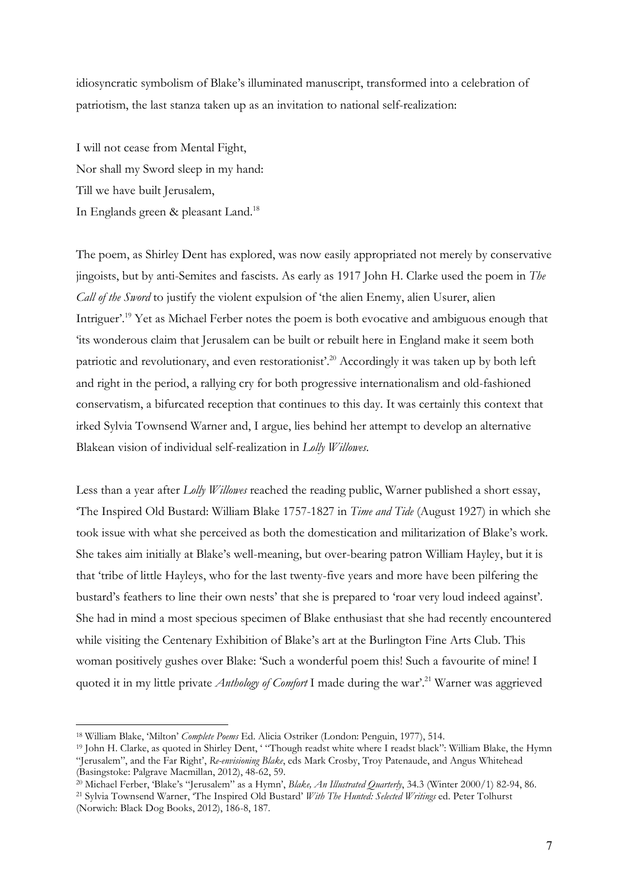idiosyncratic symbolism of Blake's illuminated manuscript, transformed into a celebration of patriotism, the last stanza taken up as an invitation to national self-realization:

I will not cease from Mental Fight,
Nor shall my Sword sleep in my hand:
Till we have built Jerusalem,
In Englands green & pleasant Land.[18]

The poem, as Shirley Dent has explored, was now easily appropriated not merely by conservative jingoists, but by anti-Semites and fascists. As early as 1917 John H. Clarke used the poem in *The Call of the Sword* to justify the violent expulsion of 'the alien Enemy, alien Usurer, alien Intriguer'.[19] Yet as Michael Ferber notes the poem is both evocative and ambiguous enough that 'its wonderous claim that Jerusalem can be built or rebuilt here in England make it seem both patriotic and revolutionary, and even restorationist'.[20] Accordingly it was taken up by both left and right in the period, a rallying cry for both progressive internationalism and old-fashioned conservatism, a bifurcated reception that continues to this day. It was certainly this context that irked Sylvia Townsend Warner and, I argue, lies behind her attempt to develop an alternative Blakean vision of individual self-realization in *Lolly Willowes*.

Less than a year after *Lolly Willowes* reached the reading public, Warner published a short essay, 'The Inspired Old Bustard: William Blake 1757-1827 in *Time and Tide* (August 1927) in which she took issue with what she perceived as both the domestication and militarization of Blake's work. She takes aim initially at Blake's well-meaning, but over-bearing patron William Hayley, but it is that 'tribe of little Hayleys, who for the last twenty-five years and more have been pilfering the bustard's feathers to line their own nests' that she is prepared to 'roar very loud indeed against'. She had in mind a most specious specimen of Blake enthusiast that she had recently encountered while visiting the Centenary Exhibition of Blake's art at the Burlington Fine Arts Club. This woman positively gushes over Blake: 'Such a wonderful poem this! Such a favourite of mine! I quoted it in my little private *Anthology of Comfort* I made during the war'.[21] Warner was aggrieved

---

[18] William Blake, 'Milton' *Complete Poems* Ed. Alicia Ostriker (London: Penguin, 1977), 514.

[19] John H. Clarke, as quoted in Shirley Dent, ' "Though readst white where I readst black": William Blake, the Hymn "Jerusalem", and the Far Right', *Re-envisioning Blake*, eds Mark Crosby, Troy Patenaude, and Angus Whitehead (Basingstoke: Palgrave Macmillan, 2012), 48-62, 59.

[20] Michael Ferber, 'Blake's "Jerusalem" as a Hymn', *Blake, An Illustrated Quarterly*, 34.3 (Winter 2000/1) 82-94, 86.

[21] Sylvia Townsend Warner, 'The Inspired Old Bustard' *With The Hunted: Selected Writings* ed. Peter Tolhurst (Norwich: Black Dog Books, 2012), 186-8, 187.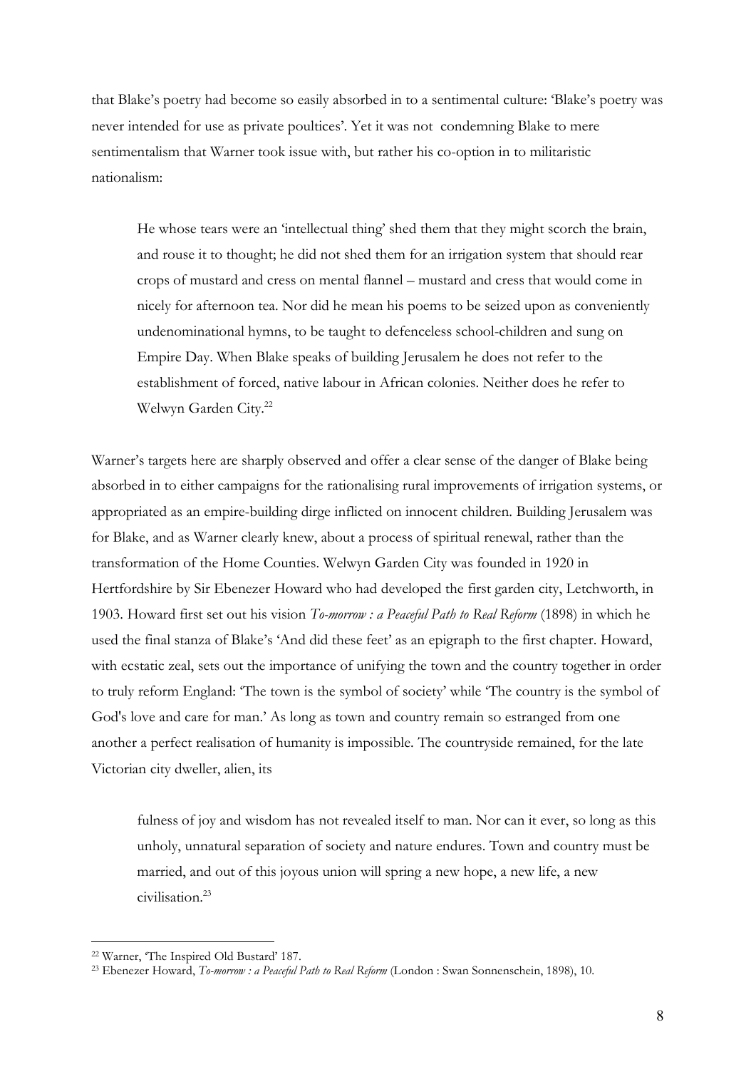that Blake's poetry had become so easily absorbed in to a sentimental culture: 'Blake's poetry was never intended for use as private poultices'. Yet it was not condemning Blake to mere sentimentalism that Warner took issue with, but rather his co-option in to militaristic nationalism:

> He whose tears were an 'intellectual thing' shed them that they might scorch the brain, and rouse it to thought; he did not shed them for an irrigation system that should rear crops of mustard and cress on mental flannel – mustard and cress that would come in nicely for afternoon tea. Nor did he mean his poems to be seized upon as conveniently undenominational hymns, to be taught to defenceless school-children and sung on Empire Day. When Blake speaks of building Jerusalem he does not refer to the establishment of forced, native labour in African colonies. Neither does he refer to Welwyn Garden City.[22]

Warner's targets here are sharply observed and offer a clear sense of the danger of Blake being absorbed in to either campaigns for the rationalising rural improvements of irrigation systems, or appropriated as an empire-building dirge inflicted on innocent children. Building Jerusalem was for Blake, and as Warner clearly knew, about a process of spiritual renewal, rather than the transformation of the Home Counties. Welwyn Garden City was founded in 1920 in Hertfordshire by Sir Ebenezer Howard who had developed the first garden city, Letchworth, in 1903. Howard first set out his vision *To-morrow : a Peaceful Path to Real Reform* (1898) in which he used the final stanza of Blake's 'And did these feet' as an epigraph to the first chapter. Howard, with ecstatic zeal, sets out the importance of unifying the town and the country together in order to truly reform England: 'The town is the symbol of society' while 'The country is the symbol of God's love and care for man.' As long as town and country remain so estranged from one another a perfect realisation of humanity is impossible. The countryside remained, for the late Victorian city dweller, alien, its

> fulness of joy and wisdom has not revealed itself to man. Nor can it ever, so long as this unholy, unnatural separation of society and nature endures. Town and country must be married, and out of this joyous union will spring a new hope, a new life, a new civilisation.[23]

---

[22] Warner, 'The Inspired Old Bustard' 187.

[23] Ebenezer Howard, *To-morrow : a Peaceful Path to Real Reform* (London : Swan Sonnenschein, 1898), 10.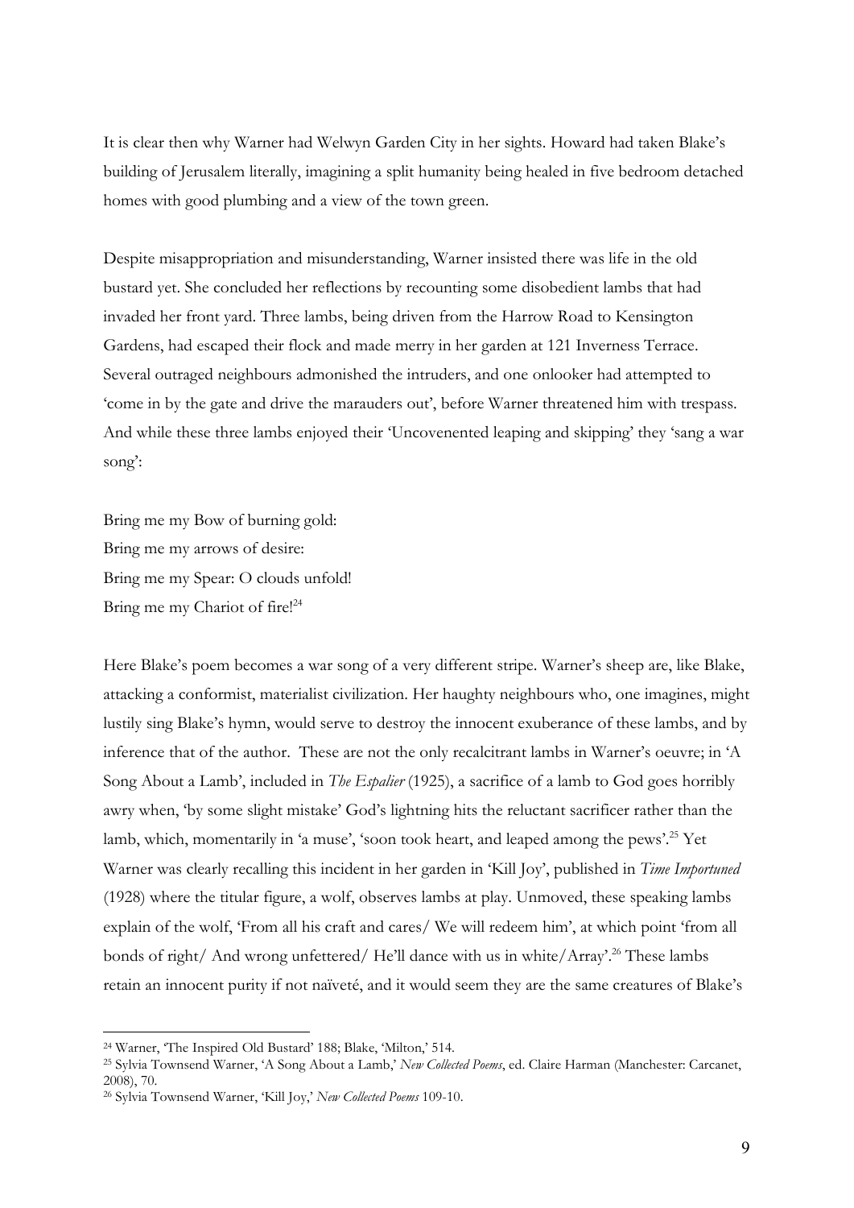It is clear then why Warner had Welwyn Garden City in her sights. Howard had taken Blake's building of Jerusalem literally, imagining a split humanity being healed in five bedroom detached homes with good plumbing and a view of the town green.

Despite misappropriation and misunderstanding, Warner insisted there was life in the old bustard yet. She concluded her reflections by recounting some disobedient lambs that had invaded her front yard. Three lambs, being driven from the Harrow Road to Kensington Gardens, had escaped their flock and made merry in her garden at 121 Inverness Terrace. Several outraged neighbours admonished the intruders, and one onlooker had attempted to 'come in by the gate and drive the marauders out', before Warner threatened him with trespass. And while these three lambs enjoyed their 'Uncovenented leaping and skipping' they 'sang a war song':

Bring me my Bow of burning gold:
Bring me my arrows of desire:
Bring me my Spear: O clouds unfold!
Bring me my Chariot of fire![24]

Here Blake's poem becomes a war song of a very different stripe. Warner's sheep are, like Blake, attacking a conformist, materialist civilization. Her haughty neighbours who, one imagines, might lustily sing Blake's hymn, would serve to destroy the innocent exuberance of these lambs, and by inference that of the author. These are not the only recalcitrant lambs in Warner's oeuvre; in 'A Song About a Lamb', included in *The Espalier* (1925), a sacrifice of a lamb to God goes horribly awry when, 'by some slight mistake' God's lightning hits the reluctant sacrificer rather than the lamb, which, momentarily in 'a muse', 'soon took heart, and leaped among the pews'.[25] Yet Warner was clearly recalling this incident in her garden in 'Kill Joy', published in *Time Importuned* (1928) where the titular figure, a wolf, observes lambs at play. Unmoved, these speaking lambs explain of the wolf, 'From all his craft and cares/ We will redeem him', at which point 'from all bonds of right/ And wrong unfettered/ He'll dance with us in white/Array'.[26] These lambs retain an innocent purity if not naïveté, and it would seem they are the same creatures of Blake's

---

[24] Warner, 'The Inspired Old Bustard' 188; Blake, 'Milton,' 514.

[25] Sylvia Townsend Warner, 'A Song About a Lamb,' *New Collected Poems*, ed. Claire Harman (Manchester: Carcanet, 2008), 70.

[26] Sylvia Townsend Warner, 'Kill Joy,' *New Collected Poems* 109-10.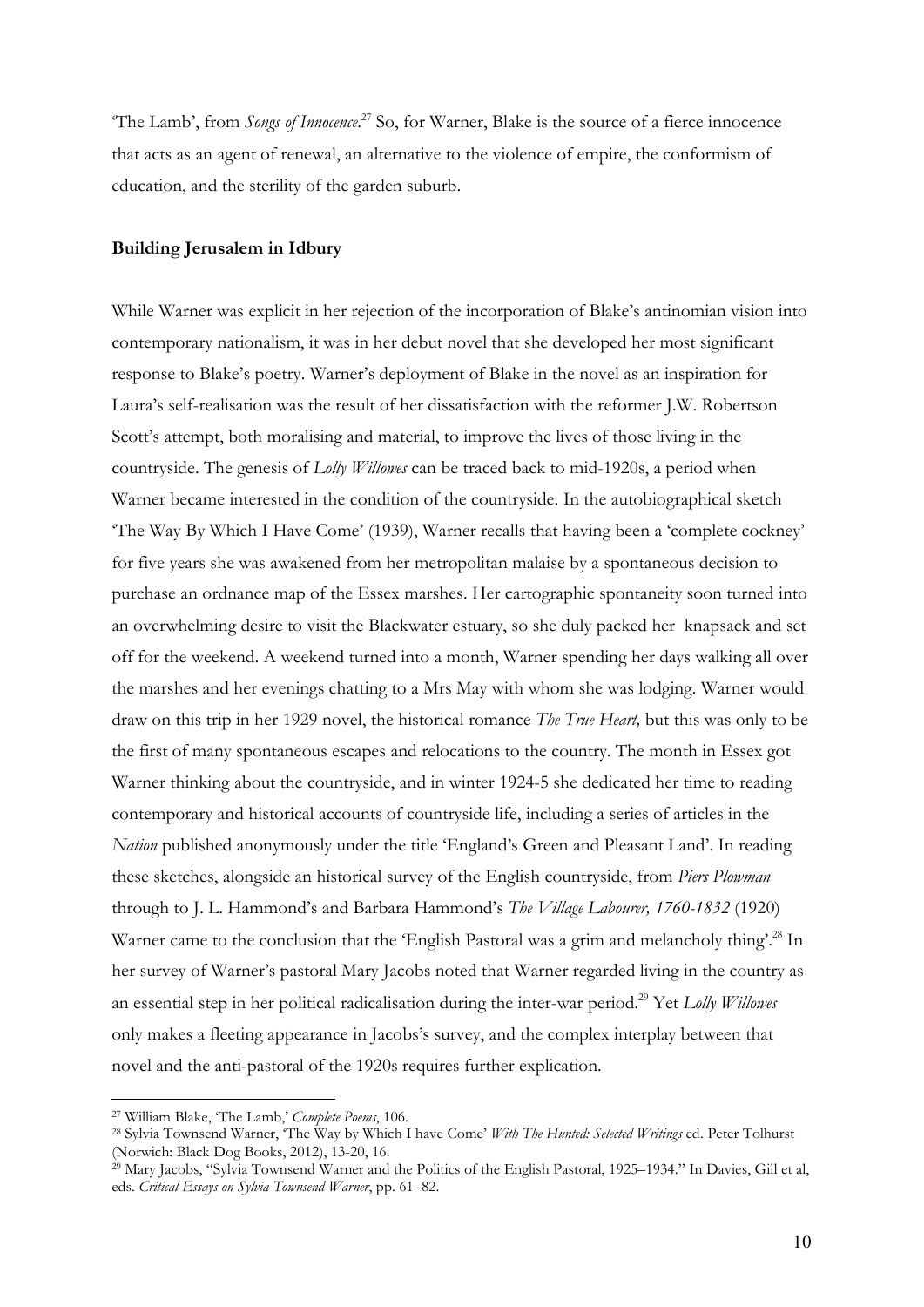'The Lamb', from *Songs of Innocence*.[27] So, for Warner, Blake is the source of a fierce innocence that acts as an agent of renewal, an alternative to the violence of empire, the conformism of education, and the sterility of the garden suburb.

**Building Jerusalem in Idbury**

While Warner was explicit in her rejection of the incorporation of Blake's antinomian vision into contemporary nationalism, it was in her debut novel that she developed her most significant response to Blake's poetry. Warner's deployment of Blake in the novel as an inspiration for Laura's self-realisation was the result of her dissatisfaction with the reformer J.W. Robertson Scott's attempt, both moralising and material, to improve the lives of those living in the countryside. The genesis of *Lolly Willowes* can be traced back to mid-1920s, a period when Warner became interested in the condition of the countryside. In the autobiographical sketch 'The Way By Which I Have Come' (1939), Warner recalls that having been a 'complete cockney' for five years she was awakened from her metropolitan malaise by a spontaneous decision to purchase an ordnance map of the Essex marshes. Her cartographic spontaneity soon turned into an overwhelming desire to visit the Blackwater estuary, so she duly packed her knapsack and set off for the weekend. A weekend turned into a month, Warner spending her days walking all over the marshes and her evenings chatting to a Mrs May with whom she was lodging. Warner would draw on this trip in her 1929 novel, the historical romance *The True Heart,* but this was only to be the first of many spontaneous escapes and relocations to the country. The month in Essex got Warner thinking about the countryside, and in winter 1924-5 she dedicated her time to reading contemporary and historical accounts of countryside life, including a series of articles in the *Nation* published anonymously under the title 'England's Green and Pleasant Land'. In reading these sketches, alongside an historical survey of the English countryside, from *Piers Plowman* through to J. L. Hammond's and Barbara Hammond's *The Village Labourer, 1760-1832* (1920) Warner came to the conclusion that the 'English Pastoral was a grim and melancholy thing'.[28] In her survey of Warner's pastoral Mary Jacobs noted that Warner regarded living in the country as an essential step in her political radicalisation during the inter-war period.[29] Yet *Lolly Willowes* only makes a fleeting appearance in Jacobs's survey, and the complex interplay between that novel and the anti-pastoral of the 1920s requires further explication.

---

[27] William Blake, 'The Lamb,' *Complete Poems*, 106.

[28] Sylvia Townsend Warner, 'The Way by Which I have Come' *With The Hunted: Selected Writings* ed. Peter Tolhurst (Norwich: Black Dog Books, 2012), 13-20, 16.

[29] Mary Jacobs, "Sylvia Townsend Warner and the Politics of the English Pastoral, 1925–1934." In Davies, Gill et al, eds. *Critical Essays on Sylvia Townsend Warner*, pp. 61–82.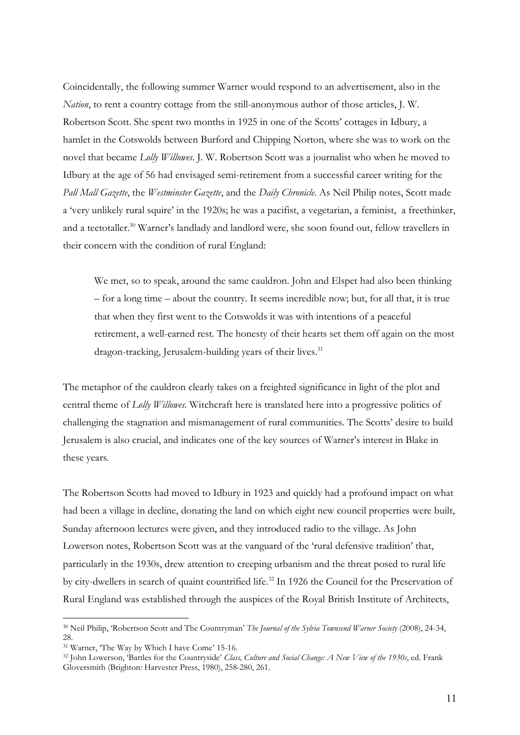Coincidentally, the following summer Warner would respond to an advertisement, also in the *Nation*, to rent a country cottage from the still-anonymous author of those articles, J. W. Robertson Scott. She spent two months in 1925 in one of the Scotts' cottages in Idbury, a hamlet in the Cotswolds between Burford and Chipping Norton, where she was to work on the novel that became *Lolly Willowes*. J. W. Robertson Scott was a journalist who when he moved to Idbury at the age of 56 had envisaged semi-retirement from a successful career writing for the *Pall Mall Gazette*, the *Westminster Gazette*, and the *Daily Chronicle*. As Neil Philip notes, Scott made a 'very unlikely rural squire' in the 1920s; he was a pacifist, a vegetarian, a feminist, a freethinker, and a teetotaller.[30] Warner's landlady and landlord were, she soon found out, fellow travellers in their concern with the condition of rural England:

> We met, so to speak, around the same cauldron. John and Elspet had also been thinking – for a long time – about the country. It seems incredible now; but, for all that, it is true that when they first went to the Cotswolds it was with intentions of a peaceful retirement, a well-earned rest. The honesty of their hearts set them off again on the most dragon-tracking, Jerusalem-building years of their lives.[31]

The metaphor of the cauldron clearly takes on a freighted significance in light of the plot and central theme of *Lolly Willowes*. Witchcraft here is translated here into a progressive politics of challenging the stagnation and mismanagement of rural communities. The Scotts' desire to build Jerusalem is also crucial, and indicates one of the key sources of Warner's interest in Blake in these years.

The Robertson Scotts had moved to Idbury in 1923 and quickly had a profound impact on what had been a village in decline, donating the land on which eight new council properties were built, Sunday afternoon lectures were given, and they introduced radio to the village. As John Lowerson notes, Robertson Scott was at the vanguard of the 'rural defensive tradition' that, particularly in the 1930s, drew attention to creeping urbanism and the threat posed to rural life by city-dwellers in search of quaint countrified life.[32] In 1926 the Council for the Preservation of Rural England was established through the auspices of the Royal British Institute of Architects,

---

[30] Neil Philip, 'Robertson Scott and The Countryman' *The Journal of the Sylvia Townsend Warner Society* (2008), 24-34, 28.

[31] Warner, 'The Way by Which I have Come' 15-16.

[32] John Lowerson, 'Battles for the Countryside' *Class, Culture and Social Change: A New View of the 1930s*, ed. Frank Gloversmith (Brighton: Harvester Press, 1980), 258-280, 261.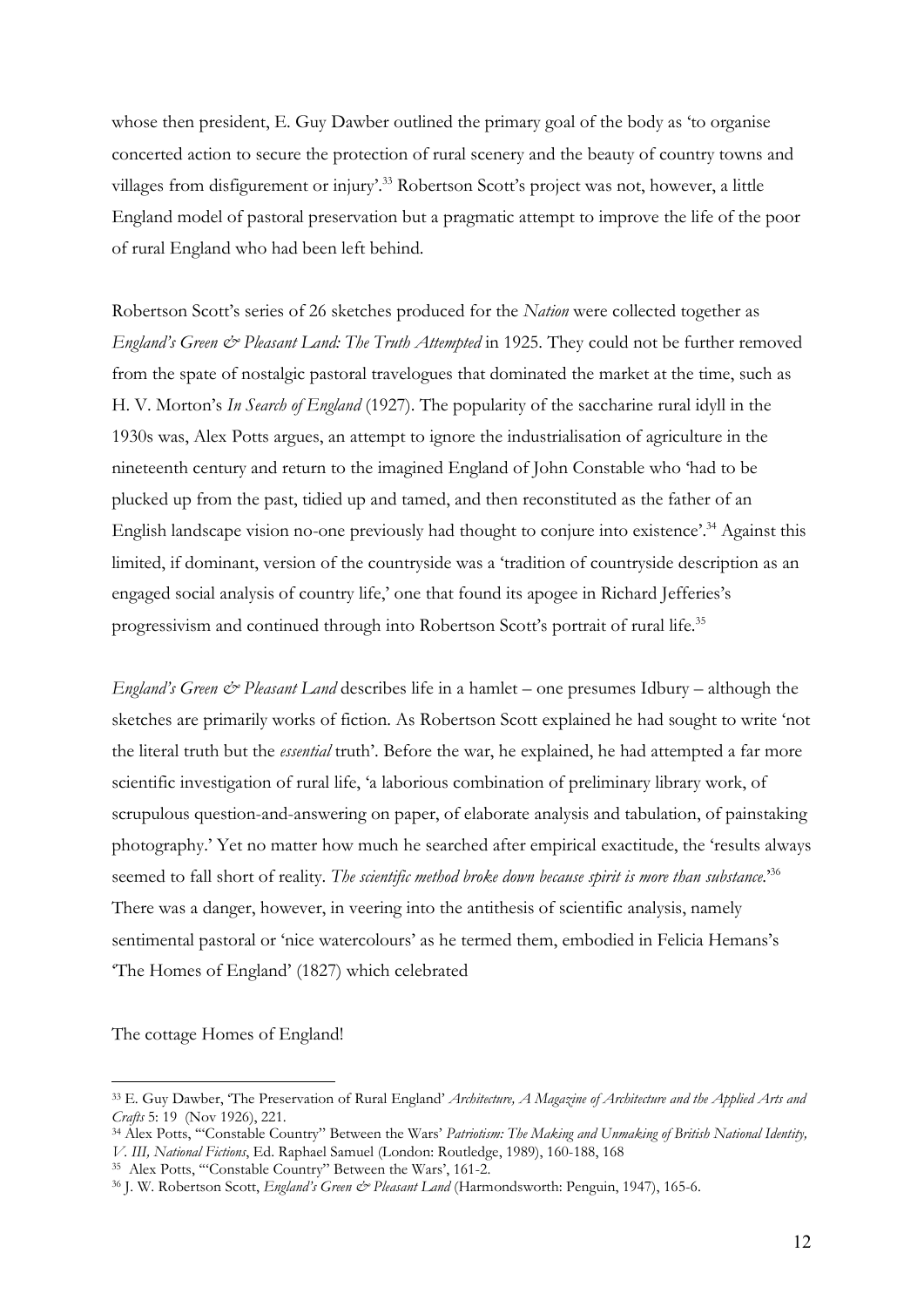whose then president, E. Guy Dawber outlined the primary goal of the body as 'to organise concerted action to secure the protection of rural scenery and the beauty of country towns and villages from disfigurement or injury'.[33] Robertson Scott's project was not, however, a little England model of pastoral preservation but a pragmatic attempt to improve the life of the poor of rural England who had been left behind.

Robertson Scott's series of 26 sketches produced for the *Nation* were collected together as *England's Green & Pleasant Land: The Truth Attempted* in 1925. They could not be further removed from the spate of nostalgic pastoral travelogues that dominated the market at the time, such as H. V. Morton's *In Search of England* (1927). The popularity of the saccharine rural idyll in the 1930s was, Alex Potts argues, an attempt to ignore the industrialisation of agriculture in the nineteenth century and return to the imagined England of John Constable who 'had to be plucked up from the past, tidied up and tamed, and then reconstituted as the father of an English landscape vision no-one previously had thought to conjure into existence'.[34] Against this limited, if dominant, version of the countryside was a 'tradition of countryside description as an engaged social analysis of country life,' one that found its apogee in Richard Jefferies's progressivism and continued through into Robertson Scott's portrait of rural life.[35]

*England's Green & Pleasant Land* describes life in a hamlet – one presumes Idbury – although the sketches are primarily works of fiction. As Robertson Scott explained he had sought to write 'not the literal truth but the *essential* truth'. Before the war, he explained, he had attempted a far more scientific investigation of rural life, 'a laborious combination of preliminary library work, of scrupulous question-and-answering on paper, of elaborate analysis and tabulation, of painstaking photography.' Yet no matter how much he searched after empirical exactitude, the 'results always seemed to fall short of reality. *The scientific method broke down because spirit is more than substance.*'[36] There was a danger, however, in veering into the antithesis of scientific analysis, namely sentimental pastoral or 'nice watercolours' as he termed them, embodied in Felicia Hemans's 'The Homes of England' (1827) which celebrated

The cottage Homes of England!

---

[33] E. Guy Dawber, 'The Preservation of Rural England' *Architecture, A Magazine of Architecture and the Applied Arts and Crafts* 5: 19 (Nov 1926), 221.

[34] Alex Potts, '"Constable Country" Between the Wars' *Patriotism: The Making and Unmaking of British National Identity, V. III, National Fictions*, Ed. Raphael Samuel (London: Routledge, 1989), 160-188, 168

[35] Alex Potts, '"Constable Country" Between the Wars', 161-2.

[36] J. W. Robertson Scott, *England's Green & Pleasant Land* (Harmondsworth: Penguin, 1947), 165-6.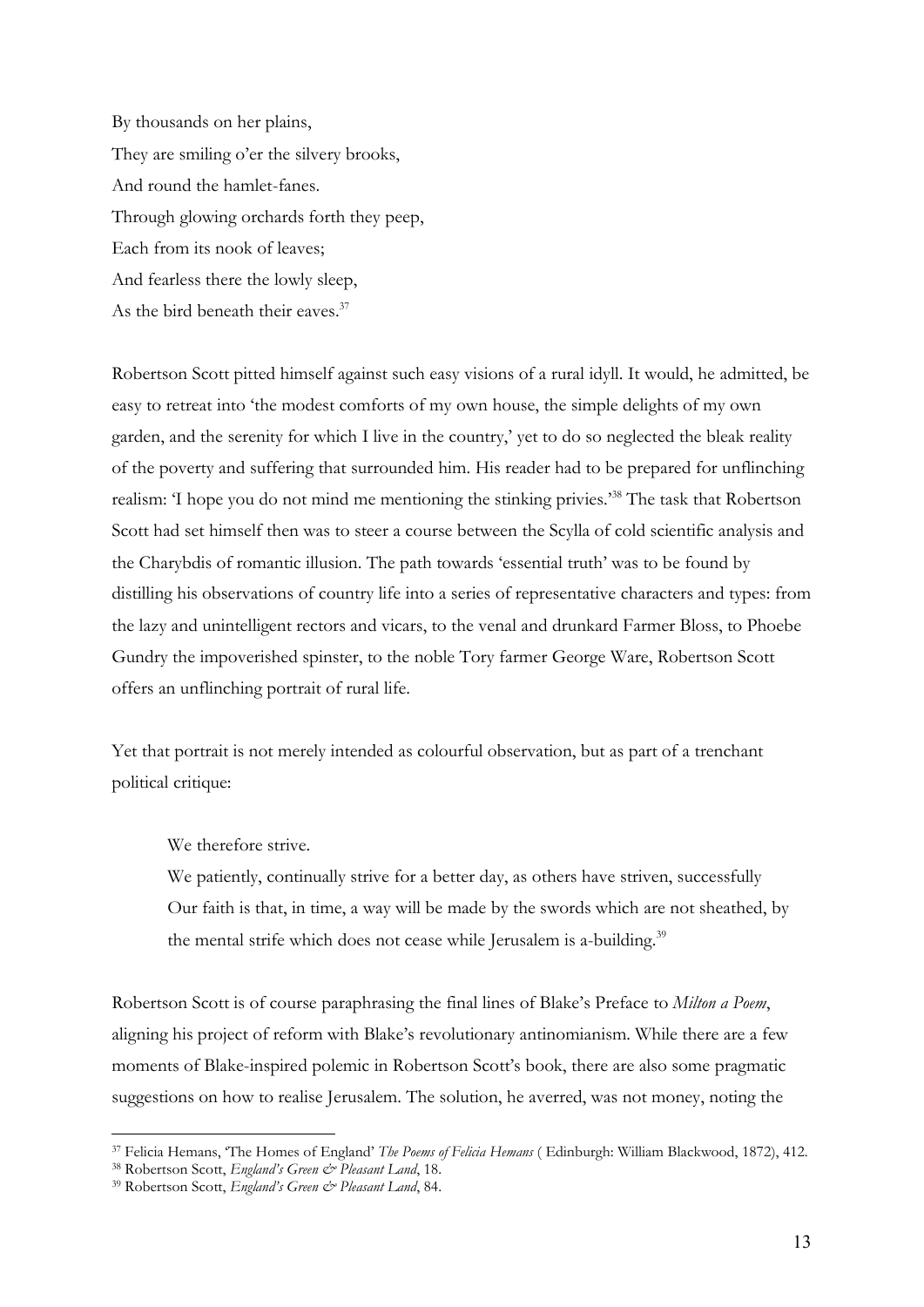By thousands on her plains,  
They are smiling o'er the silvery brooks,  
And round the hamlet-fanes.  
Through glowing orchards forth they peep,  
Each from its nook of leaves;  
And fearless there the lowly sleep,  
As the bird beneath their eaves.[37]

Robertson Scott pitted himself against such easy visions of a rural idyll. It would, he admitted, be easy to retreat into 'the modest comforts of my own house, the simple delights of my own garden, and the serenity for which I live in the country,' yet to do so neglected the bleak reality of the poverty and suffering that surrounded him. His reader had to be prepared for unflinching realism: 'I hope you do not mind me mentioning the stinking privies.'[38] The task that Robertson Scott had set himself then was to steer a course between the Scylla of cold scientific analysis and the Charybdis of romantic illusion. The path towards 'essential truth' was to be found by distilling his observations of country life into a series of representative characters and types: from the lazy and unintelligent rectors and vicars, to the venal and drunkard Farmer Bloss, to Phoebe Gundry the impoverished spinster, to the noble Tory farmer George Ware, Robertson Scott offers an unflinching portrait of rural life.

Yet that portrait is not merely intended as colourful observation, but as part of a trenchant political critique:

> We therefore strive.
>
> We patiently, continually strive for a better day, as others have striven, successfully Our faith is that, in time, a way will be made by the swords which are not sheathed, by the mental strife which does not cease while Jerusalem is a-building.[39]

Robertson Scott is of course paraphrasing the final lines of Blake's Preface to *Milton a Poem*, aligning his project of reform with Blake's revolutionary antinomianism. While there are a few moments of Blake-inspired polemic in Robertson Scott's book, there are also some pragmatic suggestions on how to realise Jerusalem. The solution, he averred, was not money, noting the

---

[37] Felicia Hemans, 'The Homes of England' *The Poems of Felicia Hemans* ( Edinburgh: William Blackwood, 1872), 412.

[38] Robertson Scott, *England's Green & Pleasant Land*, 18.

[39] Robertson Scott, *England's Green & Pleasant Land*, 84.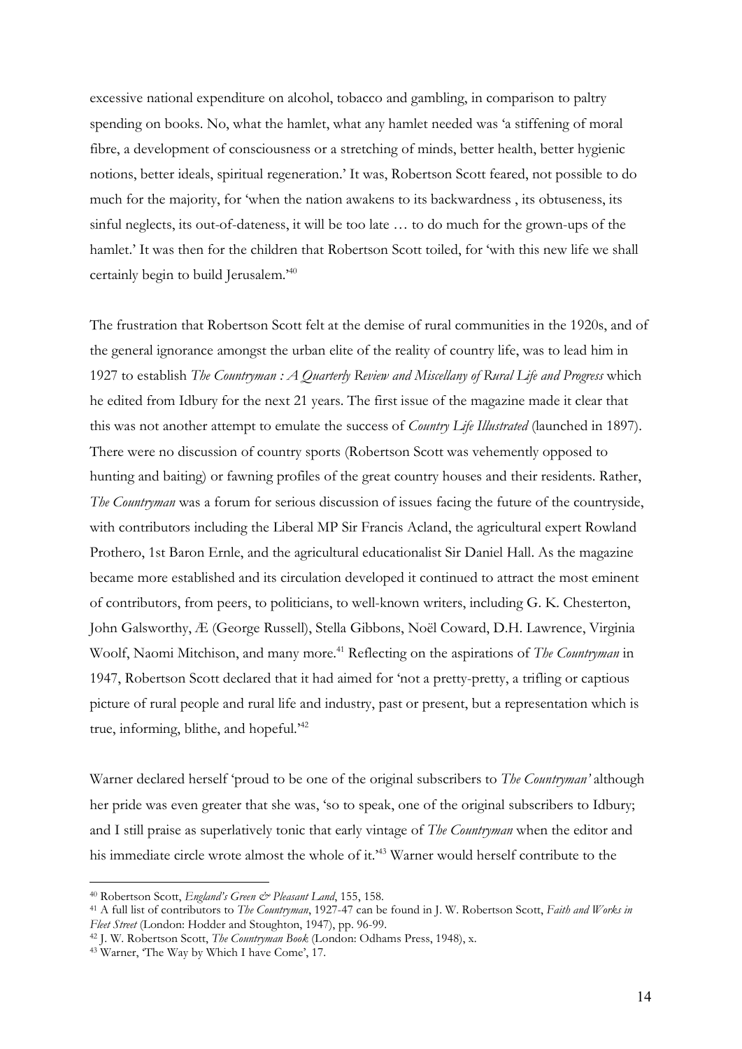excessive national expenditure on alcohol, tobacco and gambling, in comparison to paltry spending on books. No, what the hamlet, what any hamlet needed was 'a stiffening of moral fibre, a development of consciousness or a stretching of minds, better health, better hygienic notions, better ideals, spiritual regeneration.' It was, Robertson Scott feared, not possible to do much for the majority, for 'when the nation awakens to its backwardness , its obtuseness, its sinful neglects, its out-of-dateness, it will be too late … to do much for the grown-ups of the hamlet.' It was then for the children that Robertson Scott toiled, for 'with this new life we shall certainly begin to build Jerusalem.'[40]

The frustration that Robertson Scott felt at the demise of rural communities in the 1920s, and of the general ignorance amongst the urban elite of the reality of country life, was to lead him in 1927 to establish *The Countryman : A Quarterly Review and Miscellany of Rural Life and Progress* which he edited from Idbury for the next 21 years. The first issue of the magazine made it clear that this was not another attempt to emulate the success of *Country Life Illustrated* (launched in 1897). There were no discussion of country sports (Robertson Scott was vehemently opposed to hunting and baiting) or fawning profiles of the great country houses and their residents. Rather, *The Countryman* was a forum for serious discussion of issues facing the future of the countryside, with contributors including the Liberal MP Sir Francis Acland, the agricultural expert Rowland Prothero, 1st Baron Ernle, and the agricultural educationalist Sir Daniel Hall. As the magazine became more established and its circulation developed it continued to attract the most eminent of contributors, from peers, to politicians, to well-known writers, including G. K. Chesterton, John Galsworthy, Æ (George Russell), Stella Gibbons, Noël Coward, D.H. Lawrence, Virginia Woolf, Naomi Mitchison, and many more.[41] Reflecting on the aspirations of *The Countryman* in 1947, Robertson Scott declared that it had aimed for 'not a pretty-pretty, a trifling or captious picture of rural people and rural life and industry, past or present, but a representation which is true, informing, blithe, and hopeful.'[42]

Warner declared herself 'proud to be one of the original subscribers to *The Countryman'* although her pride was even greater that she was, 'so to speak, one of the original subscribers to Idbury; and I still praise as superlatively tonic that early vintage of *The Countryman* when the editor and his immediate circle wrote almost the whole of it.'[43] Warner would herself contribute to the

---

[40] Robertson Scott, *England's Green & Pleasant Land*, 155, 158.

[41] A full list of contributors to *The Countryman*, 1927-47 can be found in J. W. Robertson Scott, *Faith and Works in Fleet Street* (London: Hodder and Stoughton, 1947), pp. 96-99.

[42] J. W. Robertson Scott, *The Countryman Book* (London: Odhams Press, 1948), x.

[43] Warner, 'The Way by Which I have Come', 17.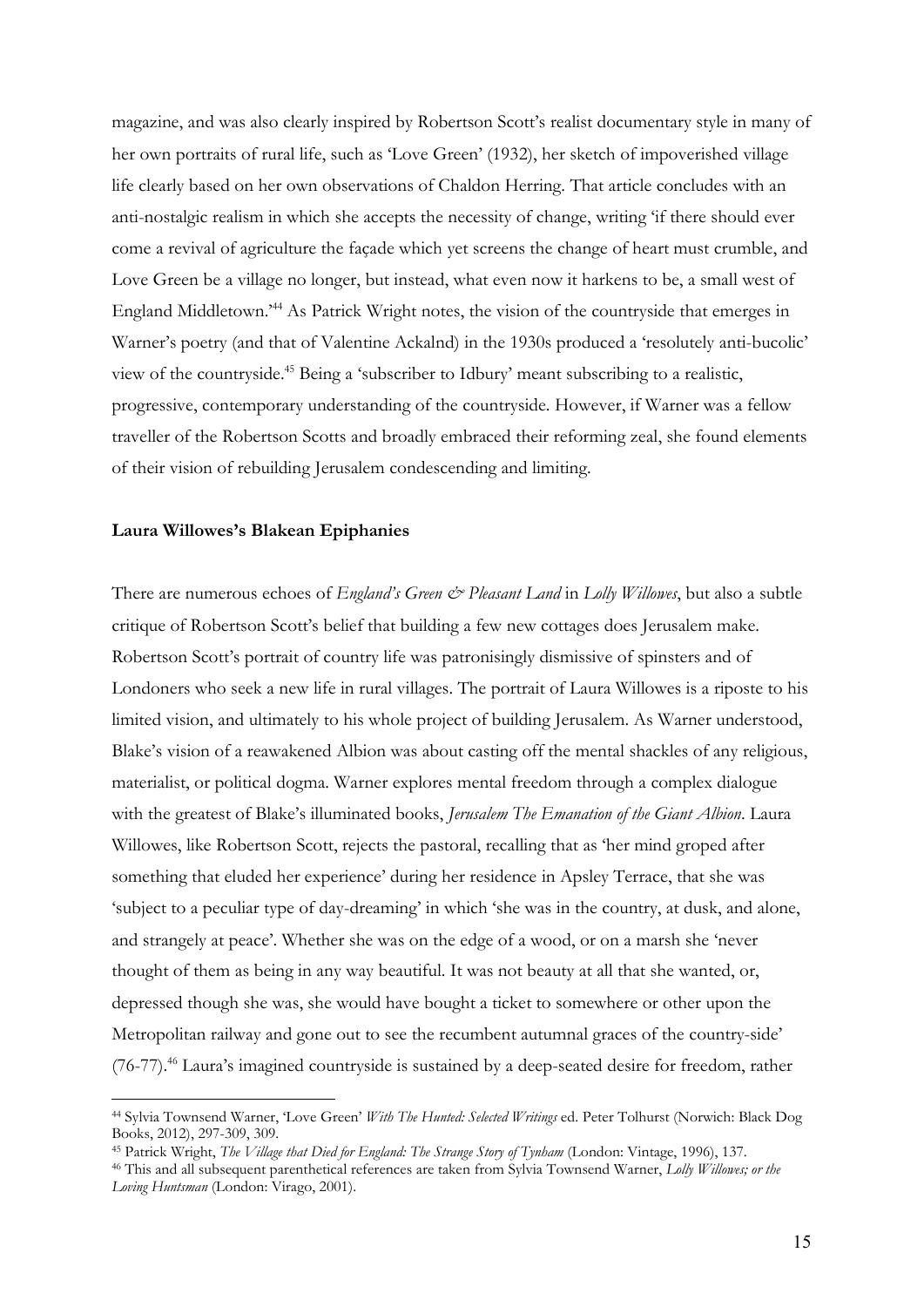magazine, and was also clearly inspired by Robertson Scott's realist documentary style in many of her own portraits of rural life, such as 'Love Green' (1932), her sketch of impoverished village life clearly based on her own observations of Chaldon Herring. That article concludes with an anti-nostalgic realism in which she accepts the necessity of change, writing 'if there should ever come a revival of agriculture the façade which yet screens the change of heart must crumble, and Love Green be a village no longer, but instead, what even now it harkens to be, a small west of England Middletown.'[44] As Patrick Wright notes, the vision of the countryside that emerges in Warner's poetry (and that of Valentine Ackalnd) in the 1930s produced a 'resolutely anti-bucolic' view of the countryside.[45] Being a 'subscriber to Idbury' meant subscribing to a realistic, progressive, contemporary understanding of the countryside. However, if Warner was a fellow traveller of the Robertson Scotts and broadly embraced their reforming zeal, she found elements of their vision of rebuilding Jerusalem condescending and limiting.

## Laura Willowes's Blakean Epiphanies

There are numerous echoes of *England's Green & Pleasant Land* in *Lolly Willowes*, but also a subtle critique of Robertson Scott's belief that building a few new cottages does Jerusalem make. Robertson Scott's portrait of country life was patronisingly dismissive of spinsters and of Londoners who seek a new life in rural villages. The portrait of Laura Willowes is a riposte to his limited vision, and ultimately to his whole project of building Jerusalem. As Warner understood, Blake's vision of a reawakened Albion was about casting off the mental shackles of any religious, materialist, or political dogma. Warner explores mental freedom through a complex dialogue with the greatest of Blake's illuminated books, *Jerusalem The Emanation of the Giant Albion*. Laura Willowes, like Robertson Scott, rejects the pastoral, recalling that as 'her mind groped after something that eluded her experience' during her residence in Apsley Terrace, that she was 'subject to a peculiar type of day-dreaming' in which 'she was in the country, at dusk, and alone, and strangely at peace'. Whether she was on the edge of a wood, or on a marsh she 'never thought of them as being in any way beautiful. It was not beauty at all that she wanted, or, depressed though she was, she would have bought a ticket to somewhere or other upon the Metropolitan railway and gone out to see the recumbent autumnal graces of the country-side' (76-77).[46] Laura's imagined countryside is sustained by a deep-seated desire for freedom, rather

---

[44] Sylvia Townsend Warner, 'Love Green' *With The Hunted: Selected Writings* ed. Peter Tolhurst (Norwich: Black Dog Books, 2012), 297-309, 309.

[45] Patrick Wright, *The Village that Died for England: The Strange Story of Tynham* (London: Vintage, 1996), 137.

[46] This and all subsequent parenthetical references are taken from Sylvia Townsend Warner, *Lolly Willowes; or the Loving Huntsman* (London: Virago, 2001).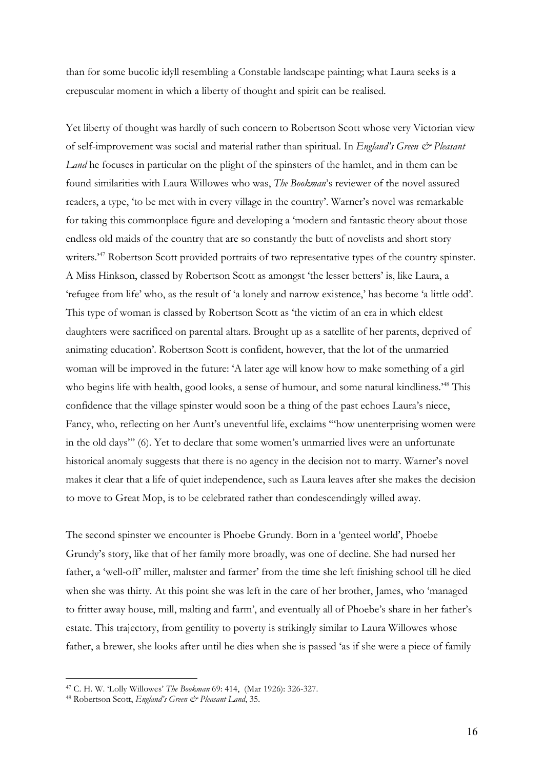than for some bucolic idyll resembling a Constable landscape painting; what Laura seeks is a crepuscular moment in which a liberty of thought and spirit can be realised.

Yet liberty of thought was hardly of such concern to Robertson Scott whose very Victorian view of self-improvement was social and material rather than spiritual. In *England's Green & Pleasant Land* he focuses in particular on the plight of the spinsters of the hamlet, and in them can be found similarities with Laura Willowes who was, *The Bookman*'s reviewer of the novel assured readers, a type, 'to be met with in every village in the country'. Warner's novel was remarkable for taking this commonplace figure and developing a 'modern and fantastic theory about those endless old maids of the country that are so constantly the butt of novelists and short story writers.'[47] Robertson Scott provided portraits of two representative types of the country spinster. A Miss Hinkson, classed by Robertson Scott as amongst 'the lesser betters' is, like Laura, a 'refugee from life' who, as the result of 'a lonely and narrow existence,' has become 'a little odd'. This type of woman is classed by Robertson Scott as 'the victim of an era in which eldest daughters were sacrificed on parental altars. Brought up as a satellite of her parents, deprived of animating education'. Robertson Scott is confident, however, that the lot of the unmarried woman will be improved in the future: 'A later age will know how to make something of a girl who begins life with health, good looks, a sense of humour, and some natural kindliness.'[48] This confidence that the village spinster would soon be a thing of the past echoes Laura's niece, Fancy, who, reflecting on her Aunt's uneventful life, exclaims "'how unenterprising women were in the old days'" (6). Yet to declare that some women's unmarried lives were an unfortunate historical anomaly suggests that there is no agency in the decision not to marry. Warner's novel makes it clear that a life of quiet independence, such as Laura leaves after she makes the decision to move to Great Mop, is to be celebrated rather than condescendingly willed away.

The second spinster we encounter is Phoebe Grundy. Born in a 'genteel world', Phoebe Grundy's story, like that of her family more broadly, was one of decline. She had nursed her father, a 'well-off' miller, maltster and farmer' from the time she left finishing school till he died when she was thirty. At this point she was left in the care of her brother, James, who 'managed to fritter away house, mill, malting and farm', and eventually all of Phoebe's share in her father's estate. This trajectory, from gentility to poverty is strikingly similar to Laura Willowes whose father, a brewer, she looks after until he dies when she is passed 'as if she were a piece of family

[47] C. H. W. 'Lolly Willowes' *The Bookman* 69: 414, (Mar 1926): 326-327.

[48] Robertson Scott, *England's Green & Pleasant Land*, 35.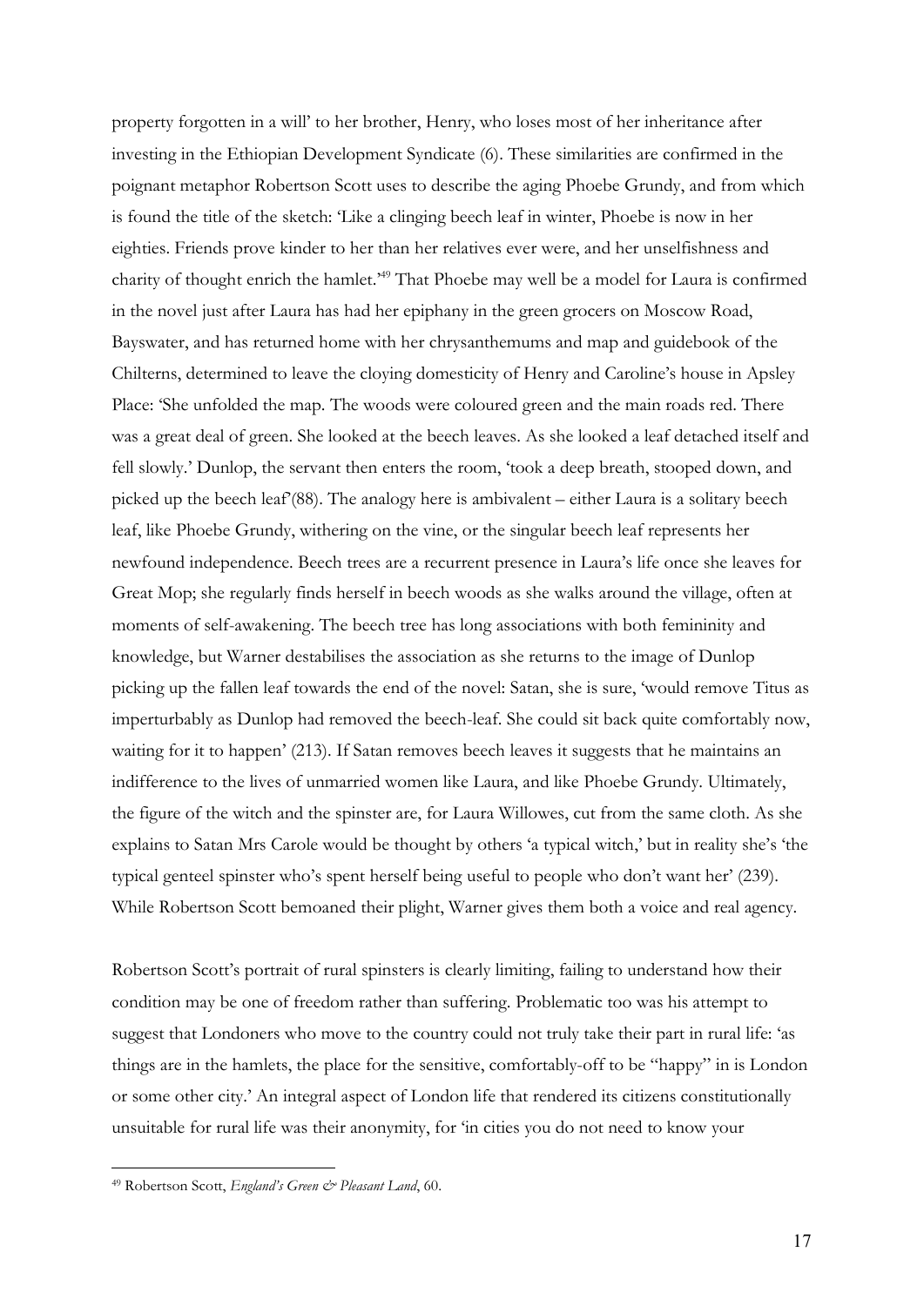property forgotten in a will' to her brother, Henry, who loses most of her inheritance after investing in the Ethiopian Development Syndicate (6). These similarities are confirmed in the poignant metaphor Robertson Scott uses to describe the aging Phoebe Grundy, and from which is found the title of the sketch: 'Like a clinging beech leaf in winter, Phoebe is now in her eighties. Friends prove kinder to her than her relatives ever were, and her unselfishness and charity of thought enrich the hamlet.'[49] That Phoebe may well be a model for Laura is confirmed in the novel just after Laura has had her epiphany in the green grocers on Moscow Road, Bayswater, and has returned home with her chrysanthemums and map and guidebook of the Chilterns, determined to leave the cloying domesticity of Henry and Caroline's house in Apsley Place: 'She unfolded the map. The woods were coloured green and the main roads red. There was a great deal of green. She looked at the beech leaves. As she looked a leaf detached itself and fell slowly.' Dunlop, the servant then enters the room, 'took a deep breath, stooped down, and picked up the beech leaf'(88). The analogy here is ambivalent – either Laura is a solitary beech leaf, like Phoebe Grundy, withering on the vine, or the singular beech leaf represents her newfound independence. Beech trees are a recurrent presence in Laura's life once she leaves for Great Mop; she regularly finds herself in beech woods as she walks around the village, often at moments of self-awakening. The beech tree has long associations with both femininity and knowledge, but Warner destabilises the association as she returns to the image of Dunlop picking up the fallen leaf towards the end of the novel: Satan, she is sure, 'would remove Titus as imperturbably as Dunlop had removed the beech-leaf. She could sit back quite comfortably now, waiting for it to happen' (213). If Satan removes beech leaves it suggests that he maintains an indifference to the lives of unmarried women like Laura, and like Phoebe Grundy. Ultimately, the figure of the witch and the spinster are, for Laura Willowes, cut from the same cloth. As she explains to Satan Mrs Carole would be thought by others 'a typical witch,' but in reality she's 'the typical genteel spinster who's spent herself being useful to people who don't want her' (239). While Robertson Scott bemoaned their plight, Warner gives them both a voice and real agency.

Robertson Scott's portrait of rural spinsters is clearly limiting, failing to understand how their condition may be one of freedom rather than suffering. Problematic too was his attempt to suggest that Londoners who move to the country could not truly take their part in rural life: 'as things are in the hamlets, the place for the sensitive, comfortably-off to be "happy" in is London or some other city.' An integral aspect of London life that rendered its citizens constitutionally unsuitable for rural life was their anonymity, for 'in cities you do not need to know your

[49] Robertson Scott, *England's Green & Pleasant Land*, 60.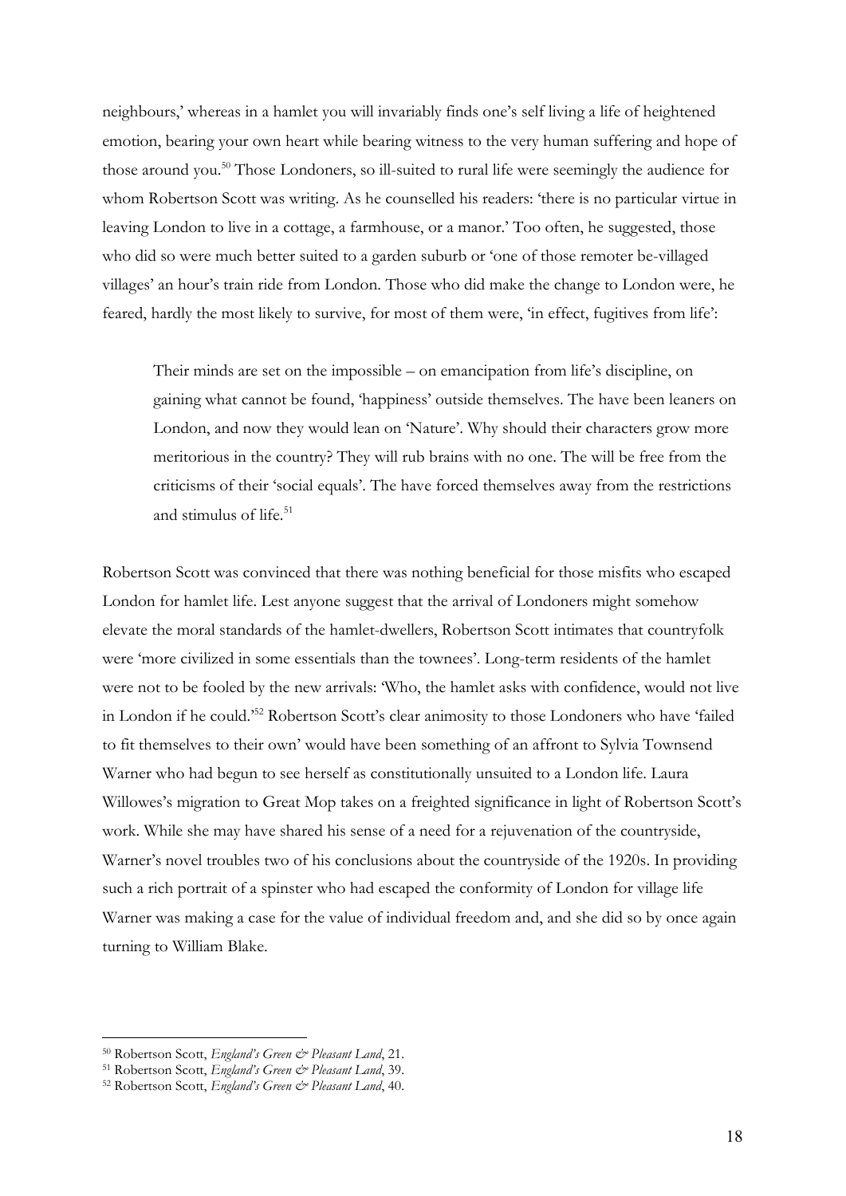neighbours,' whereas in a hamlet you will invariably finds one's self living a life of heightened emotion, bearing your own heart while bearing witness to the very human suffering and hope of those around you.[50] Those Londoners, so ill-suited to rural life were seemingly the audience for whom Robertson Scott was writing. As he counselled his readers: 'there is no particular virtue in leaving London to live in a cottage, a farmhouse, or a manor.' Too often, he suggested, those who did so were much better suited to a garden suburb or 'one of those remoter be-villaged villages' an hour's train ride from London. Those who did make the change to London were, he feared, hardly the most likely to survive, for most of them were, 'in effect, fugitives from life':

> Their minds are set on the impossible – on emancipation from life's discipline, on gaining what cannot be found, 'happiness' outside themselves. The have been leaners on London, and now they would lean on 'Nature'. Why should their characters grow more meritorious in the country? They will rub brains with no one. The will be free from the criticisms of their 'social equals'. The have forced themselves away from the restrictions and stimulus of life.[51]

Robertson Scott was convinced that there was nothing beneficial for those misfits who escaped London for hamlet life. Lest anyone suggest that the arrival of Londoners might somehow elevate the moral standards of the hamlet-dwellers, Robertson Scott intimates that countryfolk were 'more civilized in some essentials than the townees'. Long-term residents of the hamlet were not to be fooled by the new arrivals: 'Who, the hamlet asks with confidence, would not live in London if he could.'[52] Robertson Scott's clear animosity to those Londoners who have 'failed to fit themselves to their own' would have been something of an affront to Sylvia Townsend Warner who had begun to see herself as constitutionally unsuited to a London life. Laura Willowes's migration to Great Mop takes on a freighted significance in light of Robertson Scott's work. While she may have shared his sense of a need for a rejuvenation of the countryside, Warner's novel troubles two of his conclusions about the countryside of the 1920s. In providing such a rich portrait of a spinster who had escaped the conformity of London for village life Warner was making a case for the value of individual freedom and, and she did so by once again turning to William Blake.

---

[50] Robertson Scott, *England's Green & Pleasant Land*, 21.

[51] Robertson Scott, *England's Green & Pleasant Land*, 39.

[52] Robertson Scott, *England's Green & Pleasant Land*, 40.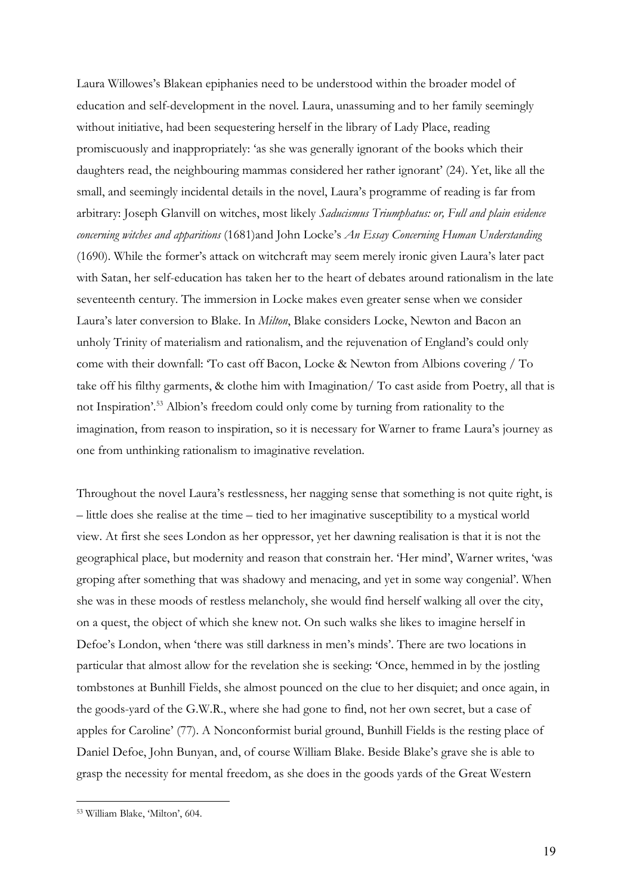Laura Willowes's Blakean epiphanies need to be understood within the broader model of education and self-development in the novel. Laura, unassuming and to her family seemingly without initiative, had been sequestering herself in the library of Lady Place, reading promiscuously and inappropriately: 'as she was generally ignorant of the books which their daughters read, the neighbouring mammas considered her rather ignorant' (24). Yet, like all the small, and seemingly incidental details in the novel, Laura's programme of reading is far from arbitrary: Joseph Glanvill on witches, most likely *Saducismus Triumphatus: or, Full and plain evidence concerning witches and apparitions* (1681)and John Locke's *An Essay Concerning Human Understanding* (1690). While the former's attack on witchcraft may seem merely ironic given Laura's later pact with Satan, her self-education has taken her to the heart of debates around rationalism in the late seventeenth century. The immersion in Locke makes even greater sense when we consider Laura's later conversion to Blake. In *Milton*, Blake considers Locke, Newton and Bacon an unholy Trinity of materialism and rationalism, and the rejuvenation of England's could only come with their downfall: 'To cast off Bacon, Locke & Newton from Albions covering / To take off his filthy garments, & clothe him with Imagination/ To cast aside from Poetry, all that is not Inspiration'.[53] Albion's freedom could only come by turning from rationality to the imagination, from reason to inspiration, so it is necessary for Warner to frame Laura's journey as one from unthinking rationalism to imaginative revelation.

Throughout the novel Laura's restlessness, her nagging sense that something is not quite right, is – little does she realise at the time – tied to her imaginative susceptibility to a mystical world view. At first she sees London as her oppressor, yet her dawning realisation is that it is not the geographical place, but modernity and reason that constrain her. 'Her mind', Warner writes, 'was groping after something that was shadowy and menacing, and yet in some way congenial'. When she was in these moods of restless melancholy, she would find herself walking all over the city, on a quest, the object of which she knew not. On such walks she likes to imagine herself in Defoe's London, when 'there was still darkness in men's minds'. There are two locations in particular that almost allow for the revelation she is seeking: 'Once, hemmed in by the jostling tombstones at Bunhill Fields, she almost pounced on the clue to her disquiet; and once again, in the goods-yard of the G.W.R., where she had gone to find, not her own secret, but a case of apples for Caroline' (77). A Nonconformist burial ground, Bunhill Fields is the resting place of Daniel Defoe, John Bunyan, and, of course William Blake. Beside Blake's grave she is able to grasp the necessity for mental freedom, as she does in the goods yards of the Great Western

[53] William Blake, 'Milton', 604.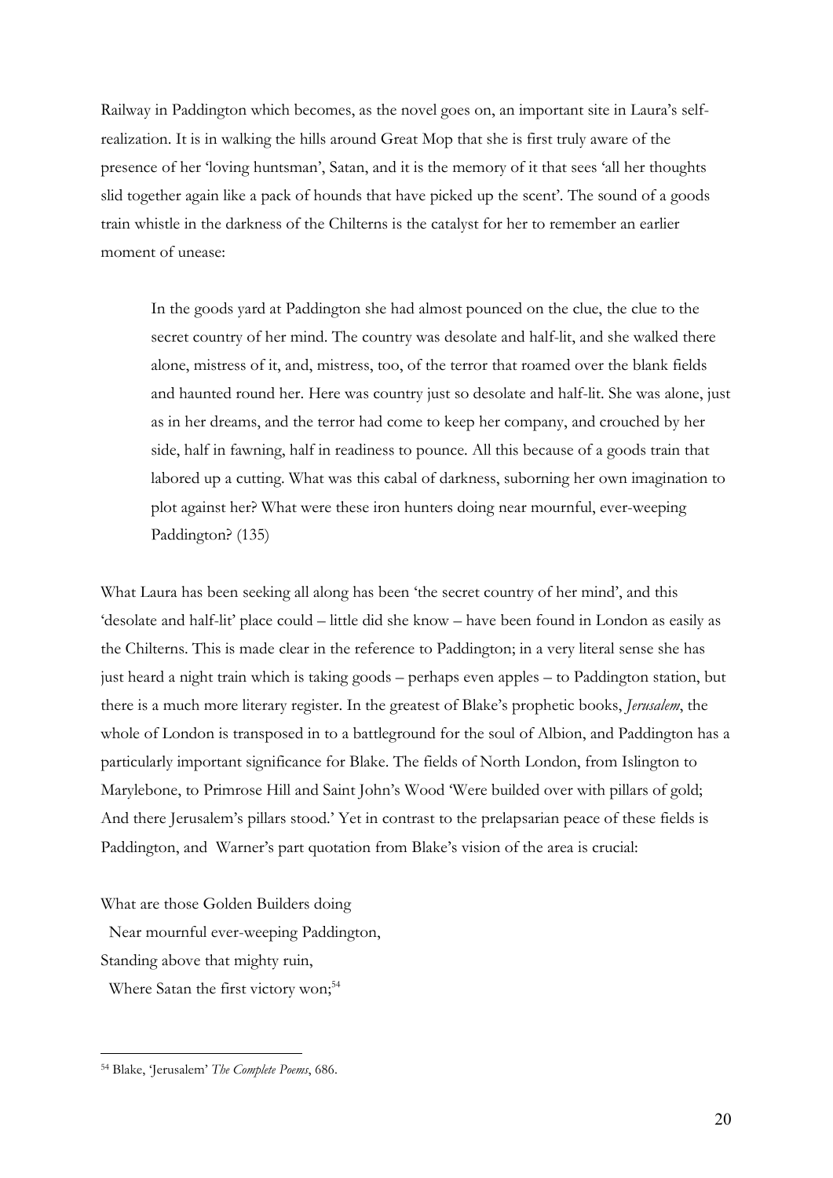Railway in Paddington which becomes, as the novel goes on, an important site in Laura's self-realization. It is in walking the hills around Great Mop that she is first truly aware of the presence of her 'loving huntsman', Satan, and it is the memory of it that sees 'all her thoughts slid together again like a pack of hounds that have picked up the scent'. The sound of a goods train whistle in the darkness of the Chilterns is the catalyst for her to remember an earlier moment of unease:

> In the goods yard at Paddington she had almost pounced on the clue, the clue to the secret country of her mind. The country was desolate and half-lit, and she walked there alone, mistress of it, and, mistress, too, of the terror that roamed over the blank fields and haunted round her. Here was country just so desolate and half-lit. She was alone, just as in her dreams, and the terror had come to keep her company, and crouched by her side, half in fawning, half in readiness to pounce. All this because of a goods train that labored up a cutting. What was this cabal of darkness, suborning her own imagination to plot against her? What were these iron hunters doing near mournful, ever-weeping Paddington? (135)

What Laura has been seeking all along has been 'the secret country of her mind', and this 'desolate and half-lit' place could – little did she know – have been found in London as easily as the Chilterns. This is made clear in the reference to Paddington; in a very literal sense she has just heard a night train which is taking goods – perhaps even apples – to Paddington station, but there is a much more literary register. In the greatest of Blake's prophetic books, *Jerusalem*, the whole of London is transposed in to a battleground for the soul of Albion, and Paddington has a particularly important significance for Blake. The fields of North London, from Islington to Marylebone, to Primrose Hill and Saint John's Wood 'Were builded over with pillars of gold; And there Jerusalem's pillars stood.' Yet in contrast to the prelapsarian peace of these fields is Paddington, and Warner's part quotation from Blake's vision of the area is crucial:

What are those Golden Builders doing  
  Near mournful ever-weeping Paddington,  
Standing above that mighty ruin,  
  Where Satan the first victory won;[54]

---

[54] Blake, 'Jerusalem' *The Complete Poems*, 686.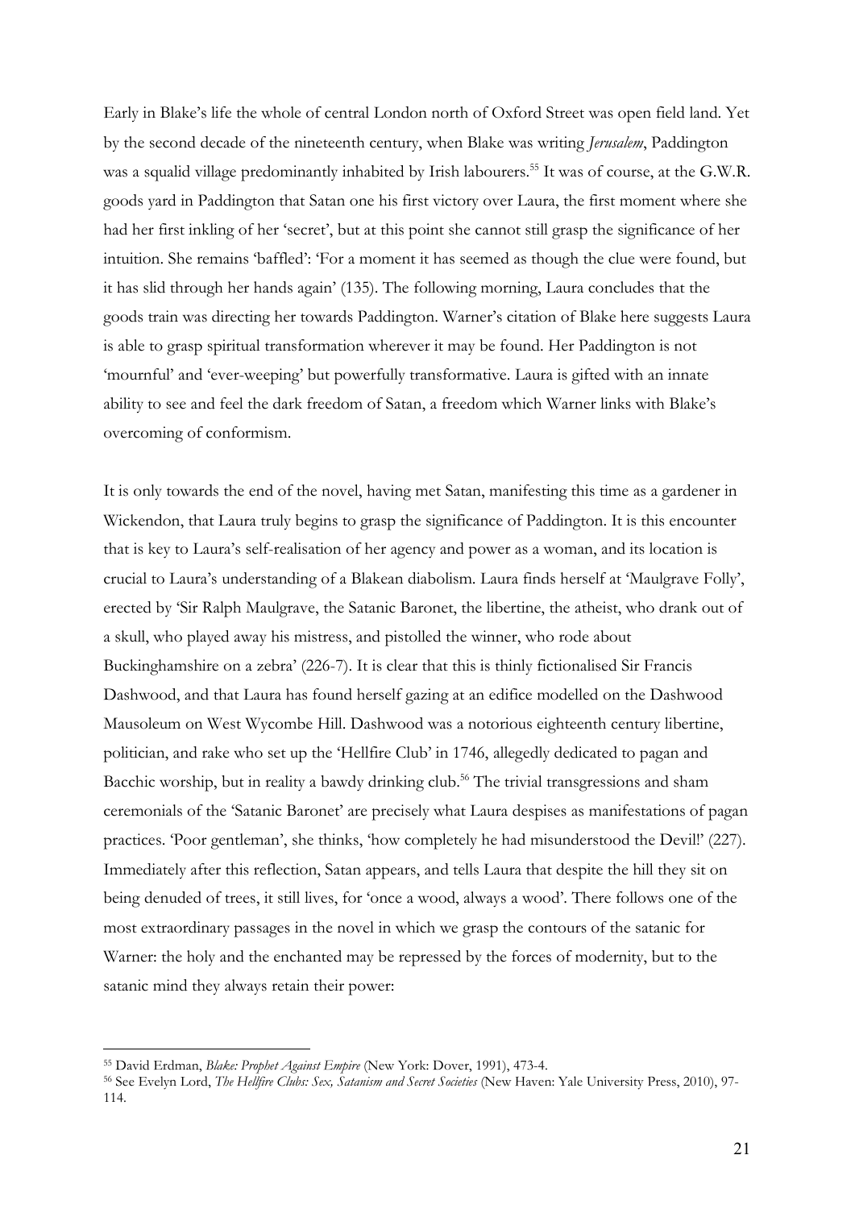Early in Blake's life the whole of central London north of Oxford Street was open field land. Yet by the second decade of the nineteenth century, when Blake was writing *Jerusalem*, Paddington was a squalid village predominantly inhabited by Irish labourers.[55] It was of course, at the G.W.R. goods yard in Paddington that Satan one his first victory over Laura, the first moment where she had her first inkling of her 'secret', but at this point she cannot still grasp the significance of her intuition. She remains 'baffled': 'For a moment it has seemed as though the clue were found, but it has slid through her hands again' (135). The following morning, Laura concludes that the goods train was directing her towards Paddington. Warner's citation of Blake here suggests Laura is able to grasp spiritual transformation wherever it may be found. Her Paddington is not 'mournful' and 'ever-weeping' but powerfully transformative. Laura is gifted with an innate ability to see and feel the dark freedom of Satan, a freedom which Warner links with Blake's overcoming of conformism.

It is only towards the end of the novel, having met Satan, manifesting this time as a gardener in Wickendon, that Laura truly begins to grasp the significance of Paddington. It is this encounter that is key to Laura's self-realisation of her agency and power as a woman, and its location is crucial to Laura's understanding of a Blakean diabolism. Laura finds herself at 'Maulgrave Folly', erected by 'Sir Ralph Maulgrave, the Satanic Baronet, the libertine, the atheist, who drank out of a skull, who played away his mistress, and pistolled the winner, who rode about Buckinghamshire on a zebra' (226-7). It is clear that this is thinly fictionalised Sir Francis Dashwood, and that Laura has found herself gazing at an edifice modelled on the Dashwood Mausoleum on West Wycombe Hill. Dashwood was a notorious eighteenth century libertine, politician, and rake who set up the 'Hellfire Club' in 1746, allegedly dedicated to pagan and Bacchic worship, but in reality a bawdy drinking club.[56] The trivial transgressions and sham ceremonials of the 'Satanic Baronet' are precisely what Laura despises as manifestations of pagan practices. 'Poor gentleman', she thinks, 'how completely he had misunderstood the Devil!' (227). Immediately after this reflection, Satan appears, and tells Laura that despite the hill they sit on being denuded of trees, it still lives, for 'once a wood, always a wood'. There follows one of the most extraordinary passages in the novel in which we grasp the contours of the satanic for Warner: the holy and the enchanted may be repressed by the forces of modernity, but to the satanic mind they always retain their power:

---

[55] David Erdman, *Blake: Prophet Against Empire* (New York: Dover, 1991), 473-4.

[56] See Evelyn Lord, *The Hellfire Clubs: Sex, Satanism and Secret Societies* (New Haven: Yale University Press, 2010), 97-114.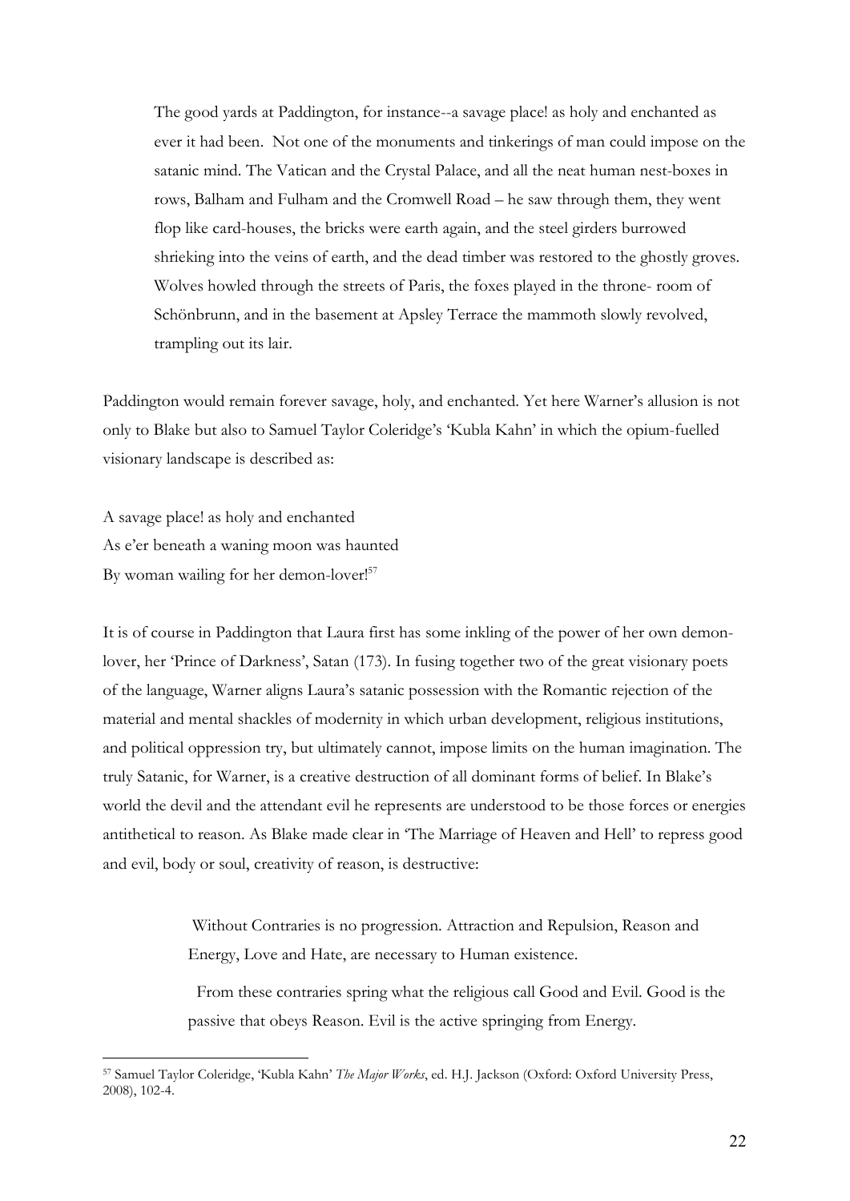> The good yards at Paddington, for instance--a savage place! as holy and enchanted as ever it had been. Not one of the monuments and tinkerings of man could impose on the satanic mind. The Vatican and the Crystal Palace, and all the neat human nest-boxes in rows, Balham and Fulham and the Cromwell Road – he saw through them, they went flop like card-houses, the bricks were earth again, and the steel girders burrowed shrieking into the veins of earth, and the dead timber was restored to the ghostly groves. Wolves howled through the streets of Paris, the foxes played in the throne- room of Schönbrunn, and in the basement at Apsley Terrace the mammoth slowly revolved, trampling out its lair.

Paddington would remain forever savage, holy, and enchanted. Yet here Warner's allusion is not only to Blake but also to Samuel Taylor Coleridge's 'Kubla Kahn' in which the opium-fuelled visionary landscape is described as:

A savage place! as holy and enchanted
As e'er beneath a waning moon was haunted
By woman wailing for her demon-lover![57]

It is of course in Paddington that Laura first has some inkling of the power of her own demon-lover, her 'Prince of Darkness', Satan (173). In fusing together two of the great visionary poets of the language, Warner aligns Laura's satanic possession with the Romantic rejection of the material and mental shackles of modernity in which urban development, religious institutions, and political oppression try, but ultimately cannot, impose limits on the human imagination. The truly Satanic, for Warner, is a creative destruction of all dominant forms of belief. In Blake's world the devil and the attendant evil he represents are understood to be those forces or energies antithetical to reason. As Blake made clear in 'The Marriage of Heaven and Hell' to repress good and evil, body or soul, creativity of reason, is destructive:

> Without Contraries is no progression. Attraction and Repulsion, Reason and Energy, Love and Hate, are necessary to Human existence.
>
> From these contraries spring what the religious call Good and Evil. Good is the passive that obeys Reason. Evil is the active springing from Energy.

---

[57] Samuel Taylor Coleridge, 'Kubla Kahn' *The Major Works*, ed. H.J. Jackson (Oxford: Oxford University Press, 2008), 102-4.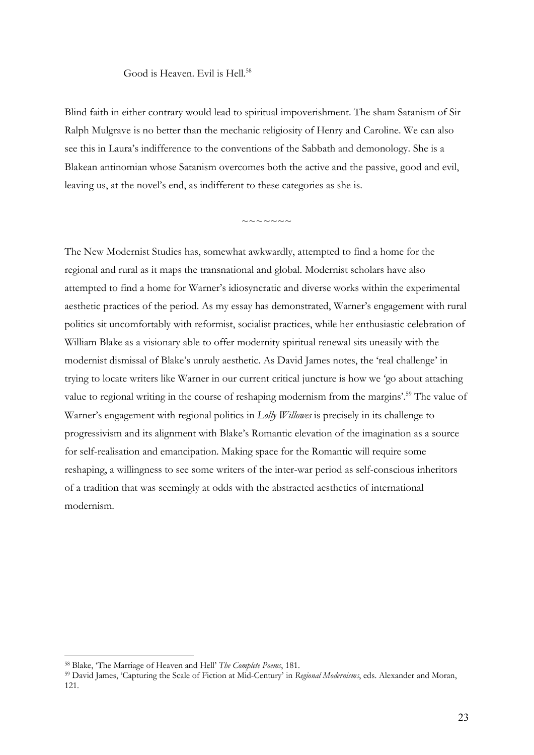Good is Heaven. Evil is Hell.[58]

Blind faith in either contrary would lead to spiritual impoverishment. The sham Satanism of Sir Ralph Mulgrave is no better than the mechanic religiosity of Henry and Caroline. We can also see this in Laura's indifference to the conventions of the Sabbath and demonology. She is a Blakean antinomian whose Satanism overcomes both the active and the passive, good and evil, leaving us, at the novel's end, as indifferent to these categories as she is.

~~~~~~~

The New Modernist Studies has, somewhat awkwardly, attempted to find a home for the regional and rural as it maps the transnational and global. Modernist scholars have also attempted to find a home for Warner's idiosyncratic and diverse works within the experimental aesthetic practices of the period. As my essay has demonstrated, Warner's engagement with rural politics sit uncomfortably with reformist, socialist practices, while her enthusiastic celebration of William Blake as a visionary able to offer modernity spiritual renewal sits uneasily with the modernist dismissal of Blake's unruly aesthetic. As David James notes, the 'real challenge' in trying to locate writers like Warner in our current critical juncture is how we 'go about attaching value to regional writing in the course of reshaping modernism from the margins'.[59] The value of Warner's engagement with regional politics in *Lolly Willowes* is precisely in its challenge to progressivism and its alignment with Blake's Romantic elevation of the imagination as a source for self-realisation and emancipation. Making space for the Romantic will require some reshaping, a willingness to see some writers of the inter-war period as self-conscious inheritors of a tradition that was seemingly at odds with the abstracted aesthetics of international modernism.

---

[58] Blake, 'The Marriage of Heaven and Hell' *The Complete Poems*, 181.

[59] David James, 'Capturing the Scale of Fiction at Mid-Century' in *Regional Modernisms*, eds. Alexander and Moran, 121.